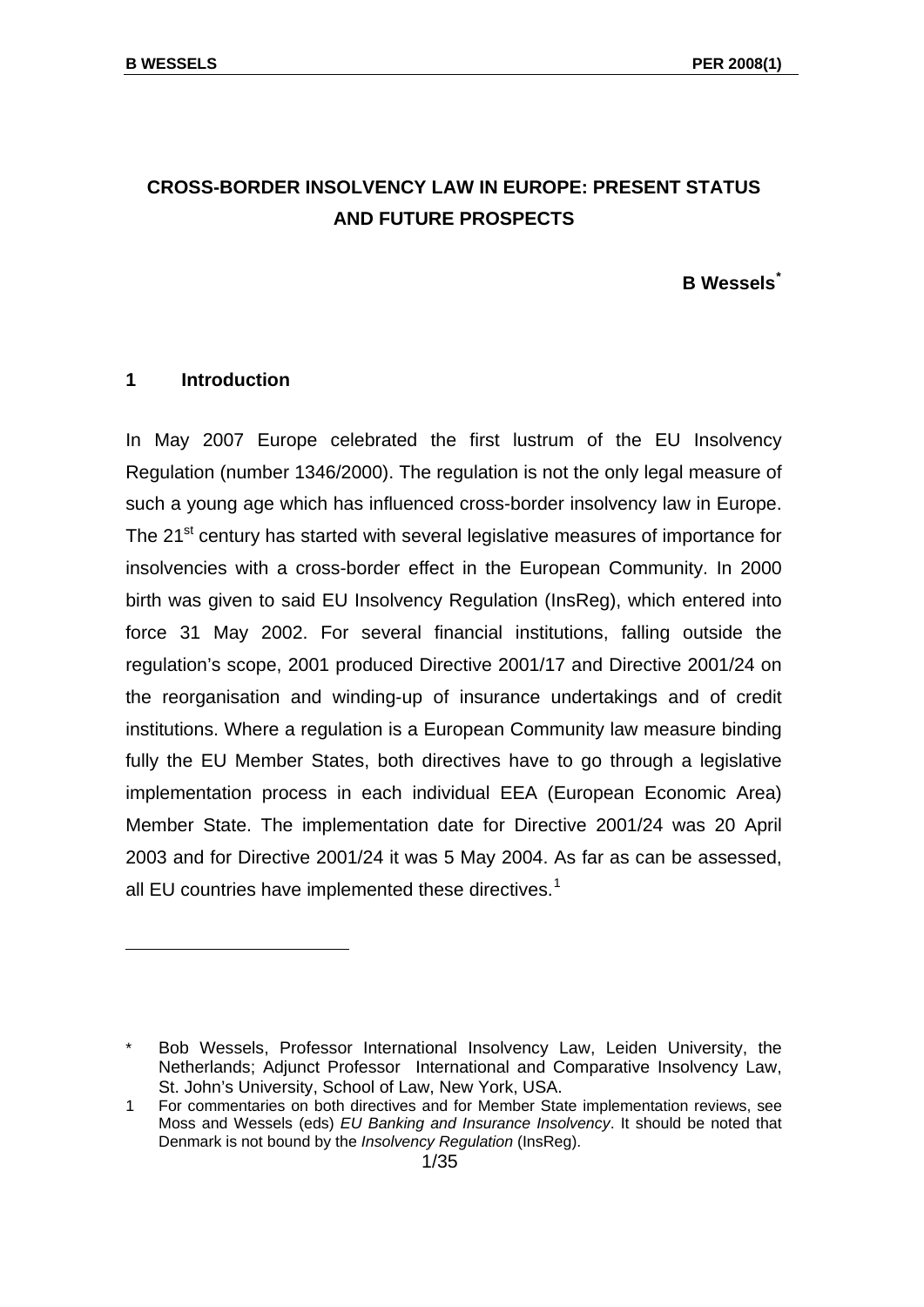# CROSS-BORDER INSOLVENCY LAW IN EUROPE: PRESENT STATUS AND FUTURE PROSPECTS

**B Wessels***

## 1 Introduction

In May 2007 Europe celebrated the first lustrum of the EU Insolvency Regulation (number 1346/2000). The regulation is not the only legal measure of such a young age which has influenced cross-border insolvency law in Europe. The 21st century has started with several legislative measures of importance for insolvencies with a cross-border effect in the European Community. In 2000 birth was given to said EU Insolvency Regulation (InsReg), which entered into force 31 May 2002. For several financial institutions, falling outside the regulation's scope, 2001 produced Directive 2001/17 and Directive 2001/24 on the reorganisation and winding-up of insurance undertakings and of credit institutions. Where a regulation is a European Community law measure binding fully the EU Member States, both directives have to go through a legislative implementation process in each individual EEA (European Economic Area) Member State. The implementation date for Directive 2001/24 was 20 April 2003 and for Directive 2001/24 it was 5 May 2004. As far as can be assessed, all EU countries have implemented these directives.[1]

---

\* Bob Wessels, Professor International Insolvency Law, Leiden University, the Netherlands; Adjunct Professor International and Comparative Insolvency Law, St. John's University, School of Law, New York, USA.

1 For commentaries on both directives and for Member State implementation reviews, see Moss and Wessels (eds) *EU Banking and Insurance Insolvency*. It should be noted that Denmark is not bound by the *Insolvency Regulation* (InsReg).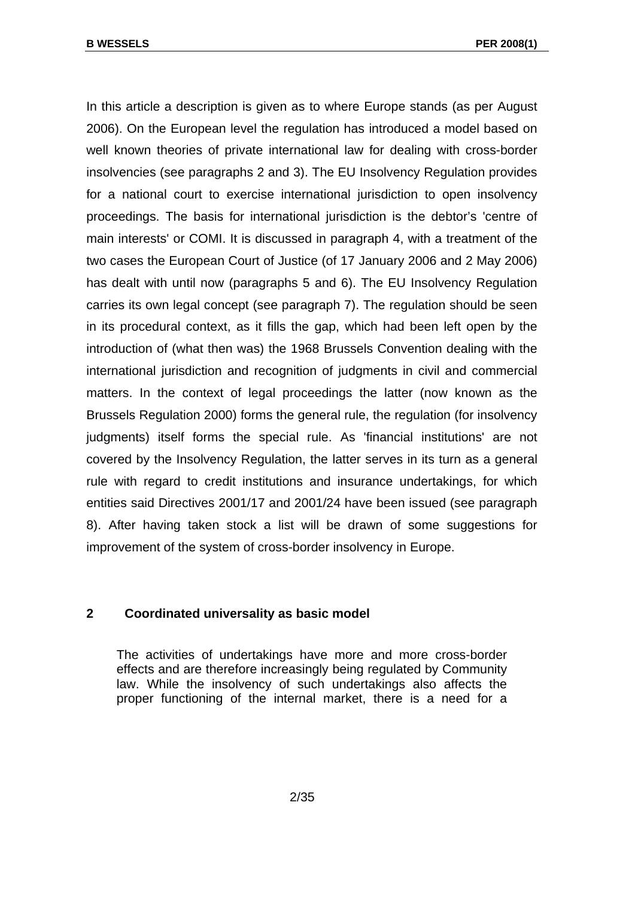In this article a description is given as to where Europe stands (as per August 2006). On the European level the regulation has introduced a model based on well known theories of private international law for dealing with cross-border insolvencies (see paragraphs 2 and 3). The EU Insolvency Regulation provides for a national court to exercise international jurisdiction to open insolvency proceedings. The basis for international jurisdiction is the debtor's 'centre of main interests' or COMI. It is discussed in paragraph 4, with a treatment of the two cases the European Court of Justice (of 17 January 2006 and 2 May 2006) has dealt with until now (paragraphs 5 and 6). The EU Insolvency Regulation carries its own legal concept (see paragraph 7). The regulation should be seen in its procedural context, as it fills the gap, which had been left open by the introduction of (what then was) the 1968 Brussels Convention dealing with the international jurisdiction and recognition of judgments in civil and commercial matters. In the context of legal proceedings the latter (now known as the Brussels Regulation 2000) forms the general rule, the regulation (for insolvency judgments) itself forms the special rule. As 'financial institutions' are not covered by the Insolvency Regulation, the latter serves in its turn as a general rule with regard to credit institutions and insurance undertakings, for which entities said Directives 2001/17 and 2001/24 have been issued (see paragraph 8). After having taken stock a list will be drawn of some suggestions for improvement of the system of cross-border insolvency in Europe.

## 2 Coordinated universality as basic model

> The activities of undertakings have more and more cross-border effects and are therefore increasingly being regulated by Community law. While the insolvency of such undertakings also affects the proper functioning of the internal market, there is a need for a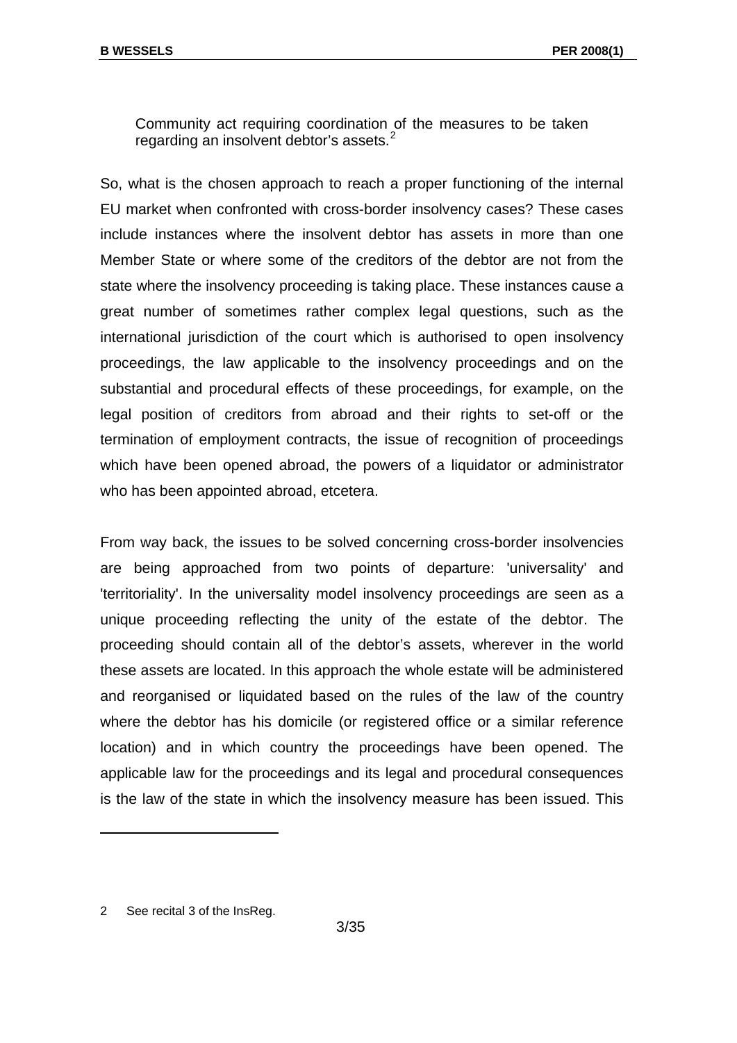> Community act requiring coordination of the measures to be taken regarding an insolvent debtor's assets.[2]

So, what is the chosen approach to reach a proper functioning of the internal EU market when confronted with cross-border insolvency cases? These cases include instances where the insolvent debtor has assets in more than one Member State or where some of the creditors of the debtor are not from the state where the insolvency proceeding is taking place. These instances cause a great number of sometimes rather complex legal questions, such as the international jurisdiction of the court which is authorised to open insolvency proceedings, the law applicable to the insolvency proceedings and on the substantial and procedural effects of these proceedings, for example, on the legal position of creditors from abroad and their rights to set-off or the termination of employment contracts, the issue of recognition of proceedings which have been opened abroad, the powers of a liquidator or administrator who has been appointed abroad, etcetera.

From way back, the issues to be solved concerning cross-border insolvencies are being approached from two points of departure: 'universality' and 'territoriality'. In the universality model insolvency proceedings are seen as a unique proceeding reflecting the unity of the estate of the debtor. The proceeding should contain all of the debtor's assets, wherever in the world these assets are located. In this approach the whole estate will be administered and reorganised or liquidated based on the rules of the law of the country where the debtor has his domicile (or registered office or a similar reference location) and in which country the proceedings have been opened. The applicable law for the proceedings and its legal and procedural consequences is the law of the state in which the insolvency measure has been issued. This

---

2 See recital 3 of the InsReg.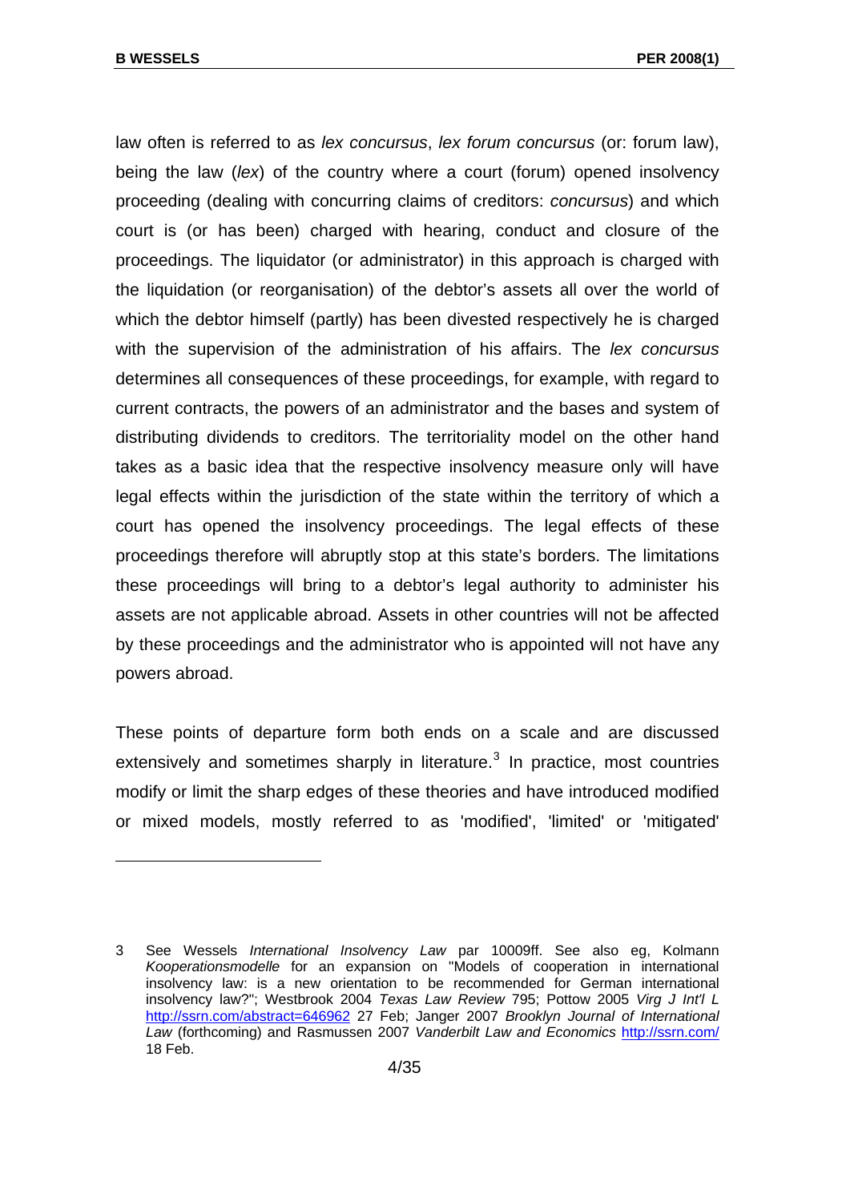law often is referred to as *lex concursus*, *lex forum concursus* (or: forum law), being the law (*lex*) of the country where a court (forum) opened insolvency proceeding (dealing with concurring claims of creditors: *concursus*) and which court is (or has been) charged with hearing, conduct and closure of the proceedings. The liquidator (or administrator) in this approach is charged with the liquidation (or reorganisation) of the debtor's assets all over the world of which the debtor himself (partly) has been divested respectively he is charged with the supervision of the administration of his affairs. The *lex concursus* determines all consequences of these proceedings, for example, with regard to current contracts, the powers of an administrator and the bases and system of distributing dividends to creditors. The territoriality model on the other hand takes as a basic idea that the respective insolvency measure only will have legal effects within the jurisdiction of the state within the territory of which a court has opened the insolvency proceedings. The legal effects of these proceedings therefore will abruptly stop at this state's borders. The limitations these proceedings will bring to a debtor's legal authority to administer his assets are not applicable abroad. Assets in other countries will not be affected by these proceedings and the administrator who is appointed will not have any powers abroad.

These points of departure form both ends on a scale and are discussed extensively and sometimes sharply in literature.[3] In practice, most countries modify or limit the sharp edges of these theories and have introduced modified or mixed models, mostly referred to as 'modified', 'limited' or 'mitigated'

---

3 See Wessels *International Insolvency Law* par 10009ff. See also eg, Kolmann *Kooperationsmodelle* for an expansion on "Models of cooperation in international insolvency law: is a new orientation to be recommended for German international insolvency law?"; Westbrook 2004 *Texas Law Review* 795; Pottow 2005 *Virg J Int'l L* http://ssrn.com/abstract=646962 27 Feb; Janger 2007 *Brooklyn Journal of International Law* (forthcoming) and Rasmussen 2007 *Vanderbilt Law and Economics* http://ssrn.com/ 18 Feb.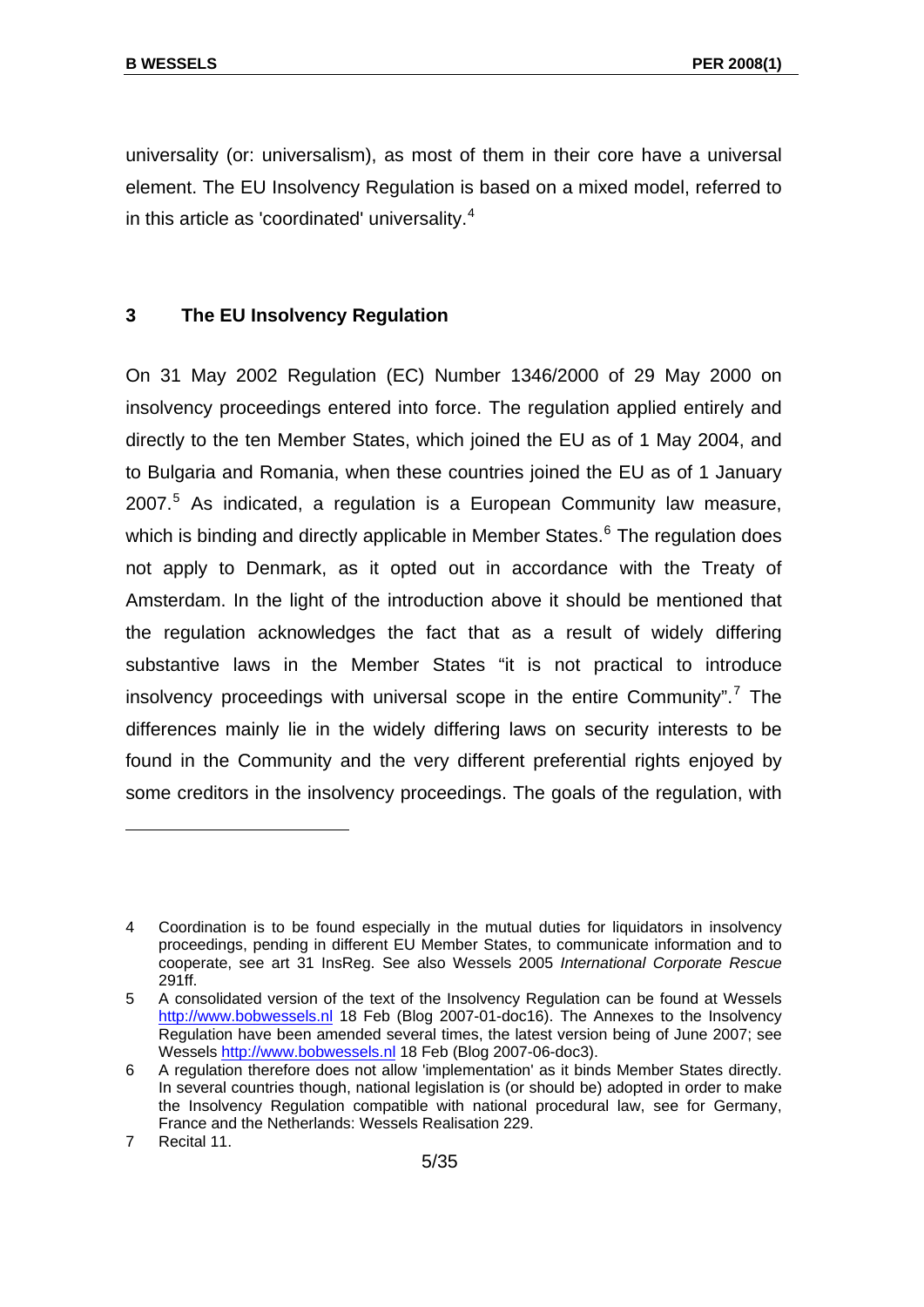universality (or: universalism), as most of them in their core have a universal element. The EU Insolvency Regulation is based on a mixed model, referred to in this article as 'coordinated' universality.[4]

## 3 The EU Insolvency Regulation

On 31 May 2002 Regulation (EC) Number 1346/2000 of 29 May 2000 on insolvency proceedings entered into force. The regulation applied entirely and directly to the ten Member States, which joined the EU as of 1 May 2004, and to Bulgaria and Romania, when these countries joined the EU as of 1 January 2007.[5] As indicated, a regulation is a European Community law measure, which is binding and directly applicable in Member States.[6] The regulation does not apply to Denmark, as it opted out in accordance with the Treaty of Amsterdam. In the light of the introduction above it should be mentioned that the regulation acknowledges the fact that as a result of widely differing substantive laws in the Member States "it is not practical to introduce insolvency proceedings with universal scope in the entire Community".[7] The differences mainly lie in the widely differing laws on security interests to be found in the Community and the very different preferential rights enjoyed by some creditors in the insolvency proceedings. The goals of the regulation, with

---

4 Coordination is to be found especially in the mutual duties for liquidators in insolvency proceedings, pending in different EU Member States, to communicate information and to cooperate, see art 31 InsReg. See also Wessels 2005 *International Corporate Rescue* 291ff.

5 A consolidated version of the text of the Insolvency Regulation can be found at Wessels http://www.bobwessels.nl 18 Feb (Blog 2007-01-doc16). The Annexes to the Insolvency Regulation have been amended several times, the latest version being of June 2007; see Wessels http://www.bobwessels.nl 18 Feb (Blog 2007-06-doc3).

6 A regulation therefore does not allow 'implementation' as it binds Member States directly. In several countries though, national legislation is (or should be) adopted in order to make the Insolvency Regulation compatible with national procedural law, see for Germany, France and the Netherlands: Wessels Realisation 229.

7 Recital 11.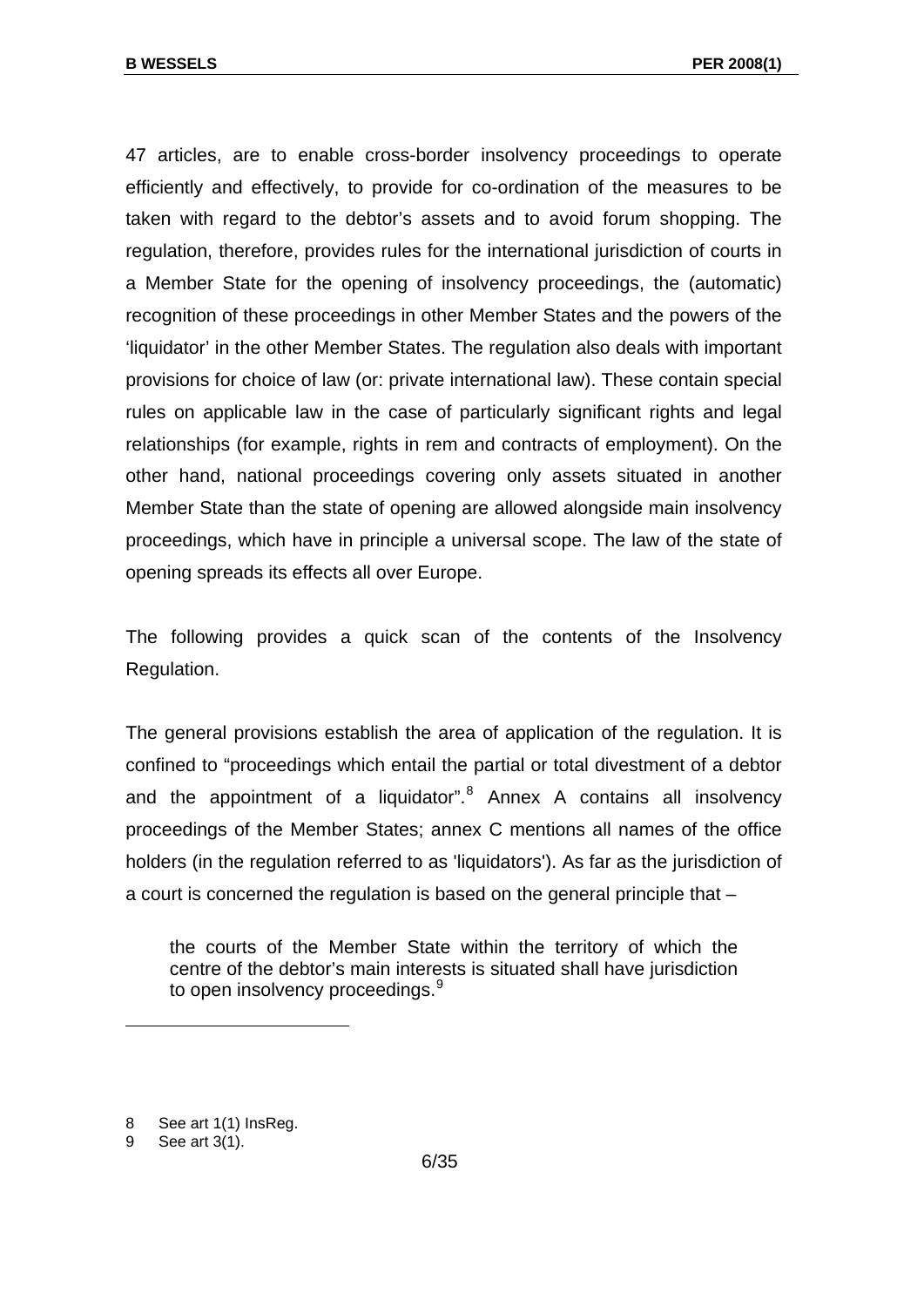47 articles, are to enable cross-border insolvency proceedings to operate efficiently and effectively, to provide for co-ordination of the measures to be taken with regard to the debtor's assets and to avoid forum shopping. The regulation, therefore, provides rules for the international jurisdiction of courts in a Member State for the opening of insolvency proceedings, the (automatic) recognition of these proceedings in other Member States and the powers of the 'liquidator' in the other Member States. The regulation also deals with important provisions for choice of law (or: private international law). These contain special rules on applicable law in the case of particularly significant rights and legal relationships (for example, rights in rem and contracts of employment). On the other hand, national proceedings covering only assets situated in another Member State than the state of opening are allowed alongside main insolvency proceedings, which have in principle a universal scope. The law of the state of opening spreads its effects all over Europe.

The following provides a quick scan of the contents of the Insolvency Regulation.

The general provisions establish the area of application of the regulation. It is confined to "proceedings which entail the partial or total divestment of a debtor and the appointment of a liquidator".[8] Annex A contains all insolvency proceedings of the Member States; annex C mentions all names of the office holders (in the regulation referred to as 'liquidators'). As far as the jurisdiction of a court is concerned the regulation is based on the general principle that –

> the courts of the Member State within the territory of which the centre of the debtor's main interests is situated shall have jurisdiction to open insolvency proceedings.[9]

---

8 See art 1(1) InsReg.

9 See art 3(1).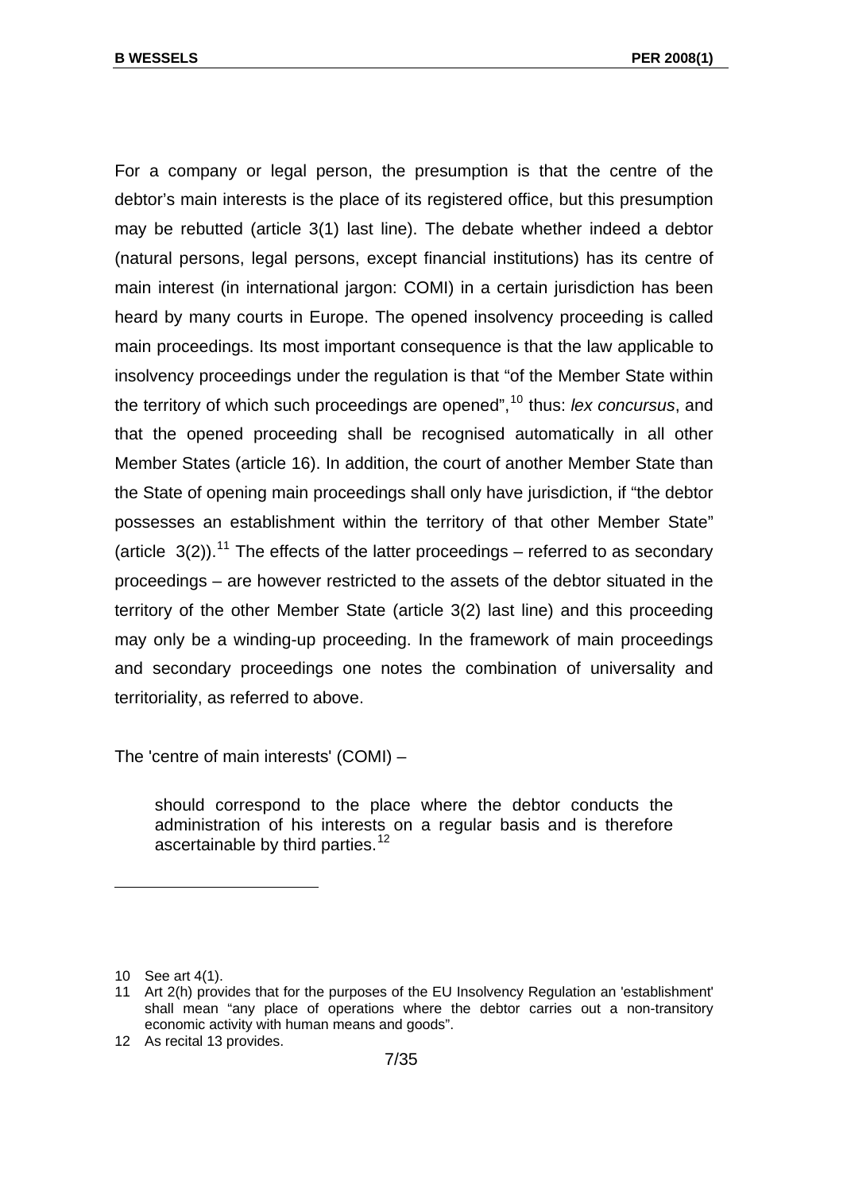For a company or legal person, the presumption is that the centre of the debtor's main interests is the place of its registered office, but this presumption may be rebutted (article 3(1) last line). The debate whether indeed a debtor (natural persons, legal persons, except financial institutions) has its centre of main interest (in international jargon: COMI) in a certain jurisdiction has been heard by many courts in Europe. The opened insolvency proceeding is called main proceedings. Its most important consequence is that the law applicable to insolvency proceedings under the regulation is that "of the Member State within the territory of which such proceedings are opened",[10] thus: *lex concursus*, and that the opened proceeding shall be recognised automatically in all other Member States (article 16). In addition, the court of another Member State than the State of opening main proceedings shall only have jurisdiction, if "the debtor possesses an establishment within the territory of that other Member State" (article 3(2)).[11] The effects of the latter proceedings – referred to as secondary proceedings – are however restricted to the assets of the debtor situated in the territory of the other Member State (article 3(2) last line) and this proceeding may only be a winding-up proceeding. In the framework of main proceedings and secondary proceedings one notes the combination of universality and territoriality, as referred to above.

The 'centre of main interests' (COMI) –

> should correspond to the place where the debtor conducts the administration of his interests on a regular basis and is therefore ascertainable by third parties.[12]

---

10 See art 4(1).

11 Art 2(h) provides that for the purposes of the EU Insolvency Regulation an 'establishment' shall mean "any place of operations where the debtor carries out a non-transitory economic activity with human means and goods".

12 As recital 13 provides.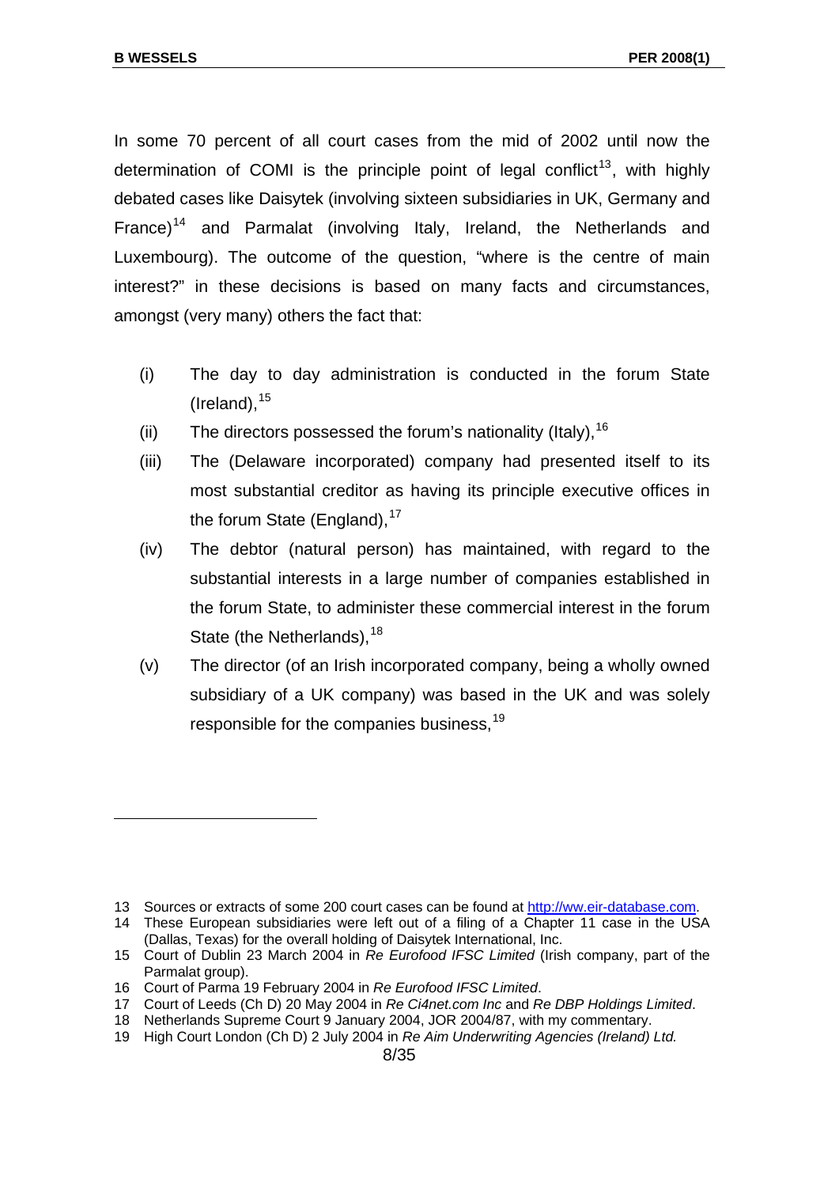In some 70 percent of all court cases from the mid of 2002 until now the determination of COMI is the principle point of legal conflict[13], with highly debated cases like Daisytek (involving sixteen subsidiaries in UK, Germany and France)[14] and Parmalat (involving Italy, Ireland, the Netherlands and Luxembourg). The outcome of the question, "where is the centre of main interest?" in these decisions is based on many facts and circumstances, amongst (very many) others the fact that:

(i) The day to day administration is conducted in the forum State (Ireland),[15]

(ii) The directors possessed the forum's nationality (Italy),[16]

(iii) The (Delaware incorporated) company had presented itself to its most substantial creditor as having its principle executive offices in the forum State (England),[17]

(iv) The debtor (natural person) has maintained, with regard to the substantial interests in a large number of companies established in the forum State, to administer these commercial interest in the forum State (the Netherlands),[18]

(v) The director (of an Irish incorporated company, being a wholly owned subsidiary of a UK company) was based in the UK and was solely responsible for the companies business,[19]

---

13 Sources or extracts of some 200 court cases can be found at http://ww.eir-database.com.

14 These European subsidiaries were left out of a filing of a Chapter 11 case in the USA (Dallas, Texas) for the overall holding of Daisytek International, Inc.

15 Court of Dublin 23 March 2004 in *Re Eurofood IFSC Limited* (Irish company, part of the Parmalat group).

16 Court of Parma 19 February 2004 in *Re Eurofood IFSC Limited*.

17 Court of Leeds (Ch D) 20 May 2004 in *Re Ci4net.com Inc* and *Re DBP Holdings Limited*.

18 Netherlands Supreme Court 9 January 2004, JOR 2004/87, with my commentary.

19 High Court London (Ch D) 2 July 2004 in *Re Aim Underwriting Agencies (Ireland) Ltd.*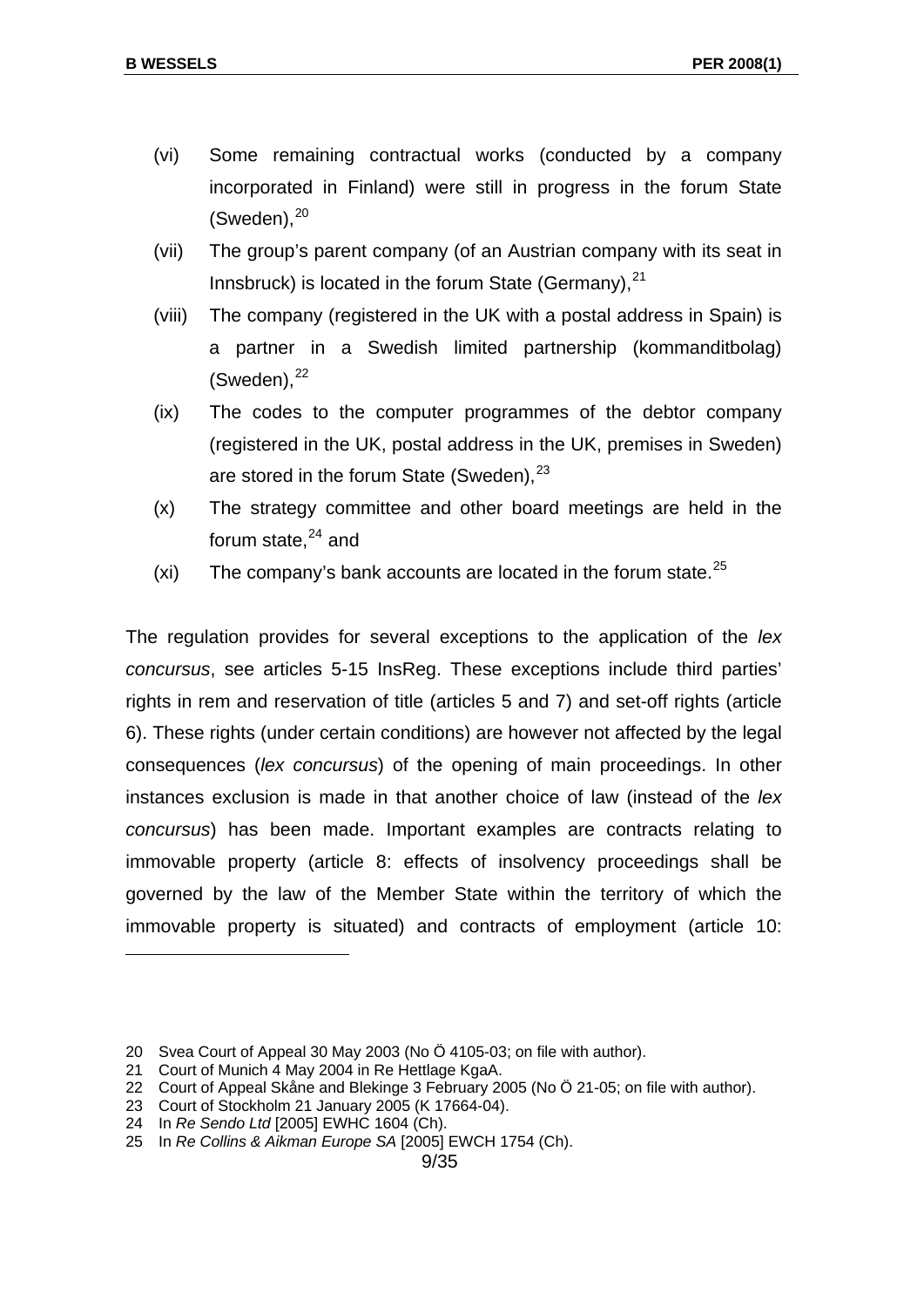(vi) Some remaining contractual works (conducted by a company incorporated in Finland) were still in progress in the forum State (Sweden),[20]

(vii) The group's parent company (of an Austrian company with its seat in Innsbruck) is located in the forum State (Germany),[21]

(viii) The company (registered in the UK with a postal address in Spain) is a partner in a Swedish limited partnership (kommanditbolag) (Sweden),[22]

(ix) The codes to the computer programmes of the debtor company (registered in the UK, postal address in the UK, premises in Sweden) are stored in the forum State (Sweden),[23]

(x) The strategy committee and other board meetings are held in the forum state,[24] and

(xi) The company's bank accounts are located in the forum state.[25]

The regulation provides for several exceptions to the application of the *lex concursus*, see articles 5-15 InsReg. These exceptions include third parties' rights in rem and reservation of title (articles 5 and 7) and set-off rights (article 6). These rights (under certain conditions) are however not affected by the legal consequences (*lex concursus*) of the opening of main proceedings. In other instances exclusion is made in that another choice of law (instead of the *lex concursus*) has been made. Important examples are contracts relating to immovable property (article 8: effects of insolvency proceedings shall be governed by the law of the Member State within the territory of which the immovable property is situated) and contracts of employment (article 10:

---

20 Svea Court of Appeal 30 May 2003 (No Ö 4105-03; on file with author).

21 Court of Munich 4 May 2004 in Re Hettlage KgaA.

22 Court of Appeal Skåne and Blekinge 3 February 2005 (No Ö 21-05; on file with author).

23 Court of Stockholm 21 January 2005 (K 17664-04).

24 In *Re Sendo Ltd* [2005] EWHC 1604 (Ch).

25 In *Re Collins & Aikman Europe SA* [2005] EWCH 1754 (Ch).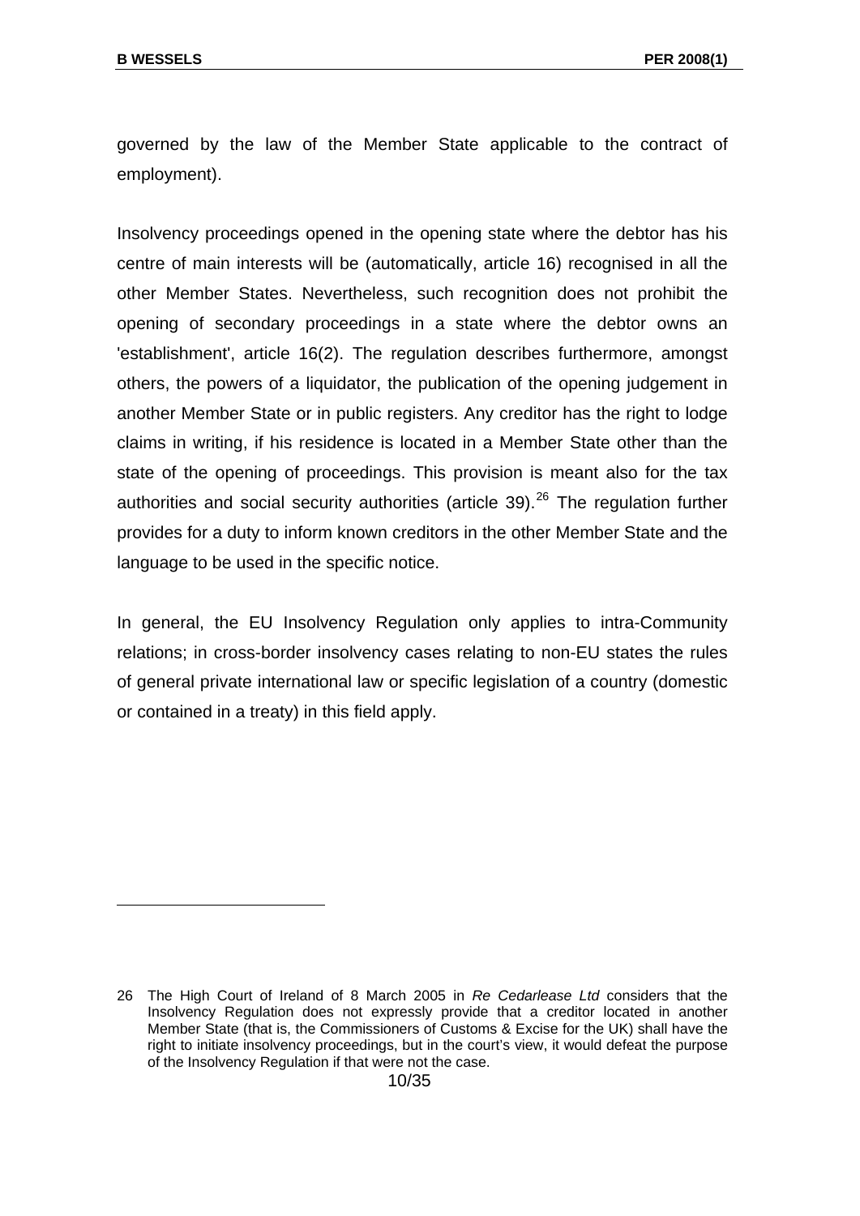governed by the law of the Member State applicable to the contract of employment).

Insolvency proceedings opened in the opening state where the debtor has his centre of main interests will be (automatically, article 16) recognised in all the other Member States. Nevertheless, such recognition does not prohibit the opening of secondary proceedings in a state where the debtor owns an 'establishment', article 16(2). The regulation describes furthermore, amongst others, the powers of a liquidator, the publication of the opening judgement in another Member State or in public registers. Any creditor has the right to lodge claims in writing, if his residence is located in a Member State other than the state of the opening of proceedings. This provision is meant also for the tax authorities and social security authorities (article 39).[26] The regulation further provides for a duty to inform known creditors in the other Member State and the language to be used in the specific notice.

In general, the EU Insolvency Regulation only applies to intra-Community relations; in cross-border insolvency cases relating to non-EU states the rules of general private international law or specific legislation of a country (domestic or contained in a treaty) in this field apply.

---

26 The High Court of Ireland of 8 March 2005 in *Re Cedarlease Ltd* considers that the Insolvency Regulation does not expressly provide that a creditor located in another Member State (that is, the Commissioners of Customs & Excise for the UK) shall have the right to initiate insolvency proceedings, but in the court's view, it would defeat the purpose of the Insolvency Regulation if that were not the case.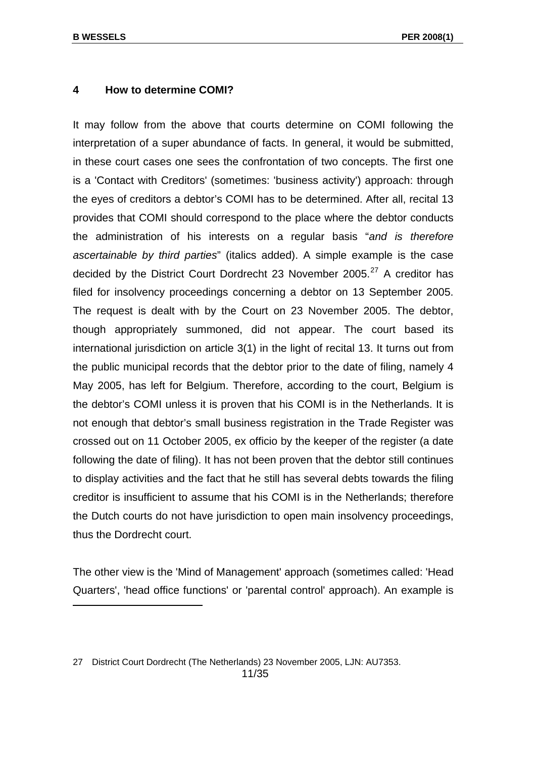## 4 How to determine COMI?

It may follow from the above that courts determine on COMI following the interpretation of a super abundance of facts. In general, it would be submitted, in these court cases one sees the confrontation of two concepts. The first one is a 'Contact with Creditors' (sometimes: 'business activity') approach: through the eyes of creditors a debtor's COMI has to be determined. After all, recital 13 provides that COMI should correspond to the place where the debtor conducts the administration of his interests on a regular basis "*and is therefore ascertainable by third parties*" (italics added). A simple example is the case decided by the District Court Dordrecht 23 November 2005.[27] A creditor has filed for insolvency proceedings concerning a debtor on 13 September 2005. The request is dealt with by the Court on 23 November 2005. The debtor, though appropriately summoned, did not appear. The court based its international jurisdiction on article 3(1) in the light of recital 13. It turns out from the public municipal records that the debtor prior to the date of filing, namely 4 May 2005, has left for Belgium. Therefore, according to the court, Belgium is the debtor's COMI unless it is proven that his COMI is in the Netherlands. It is not enough that debtor's small business registration in the Trade Register was crossed out on 11 October 2005, ex officio by the keeper of the register (a date following the date of filing). It has not been proven that the debtor still continues to display activities and the fact that he still has several debts towards the filing creditor is insufficient to assume that his COMI is in the Netherlands; therefore the Dutch courts do not have jurisdiction to open main insolvency proceedings, thus the Dordrecht court.

The other view is the 'Mind of Management' approach (sometimes called: 'Head Quarters', 'head office functions' or 'parental control' approach). An example is

---

27 District Court Dordrecht (The Netherlands) 23 November 2005, LJN: AU7353.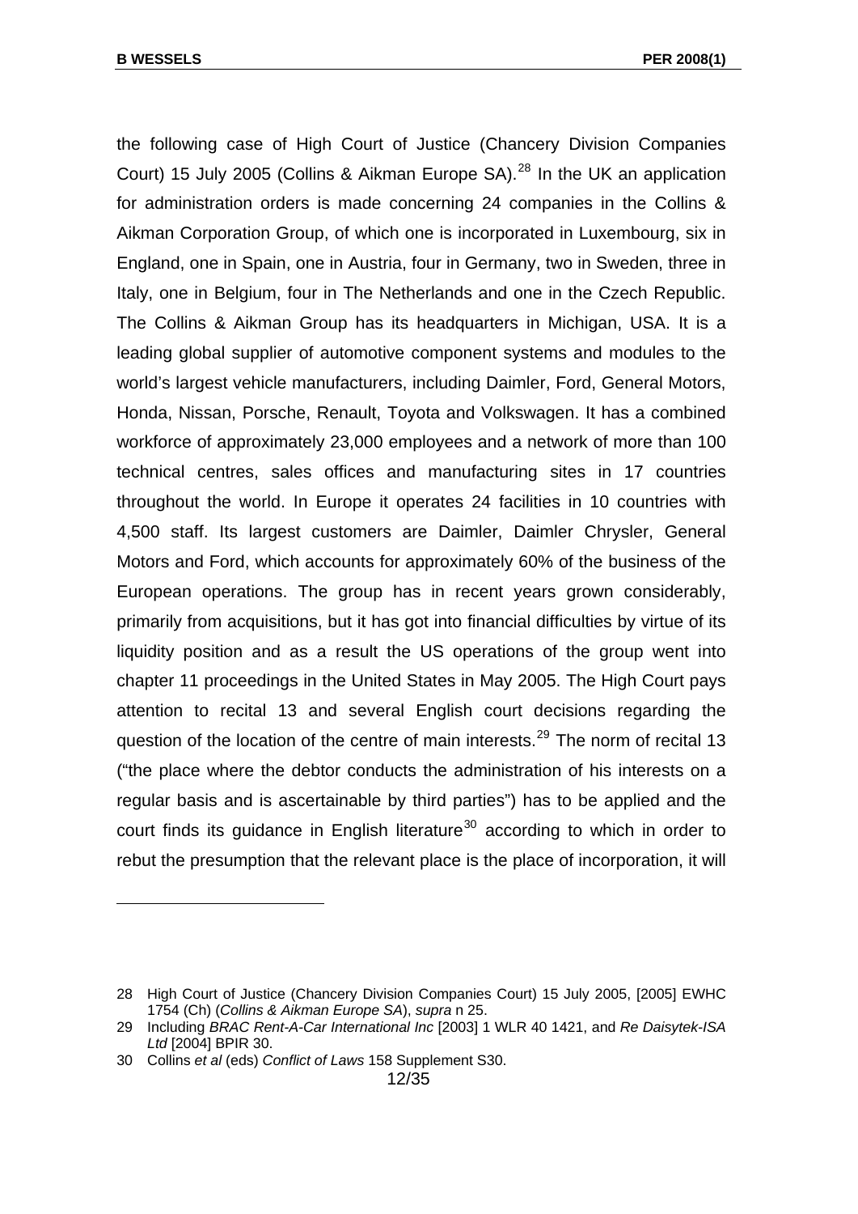the following case of High Court of Justice (Chancery Division Companies Court) 15 July 2005 (Collins & Aikman Europe SA).[28] In the UK an application for administration orders is made concerning 24 companies in the Collins & Aikman Corporation Group, of which one is incorporated in Luxembourg, six in England, one in Spain, one in Austria, four in Germany, two in Sweden, three in Italy, one in Belgium, four in The Netherlands and one in the Czech Republic. The Collins & Aikman Group has its headquarters in Michigan, USA. It is a leading global supplier of automotive component systems and modules to the world's largest vehicle manufacturers, including Daimler, Ford, General Motors, Honda, Nissan, Porsche, Renault, Toyota and Volkswagen. It has a combined workforce of approximately 23,000 employees and a network of more than 100 technical centres, sales offices and manufacturing sites in 17 countries throughout the world. In Europe it operates 24 facilities in 10 countries with 4,500 staff. Its largest customers are Daimler, Daimler Chrysler, General Motors and Ford, which accounts for approximately 60% of the business of the European operations. The group has in recent years grown considerably, primarily from acquisitions, but it has got into financial difficulties by virtue of its liquidity position and as a result the US operations of the group went into chapter 11 proceedings in the United States in May 2005. The High Court pays attention to recital 13 and several English court decisions regarding the question of the location of the centre of main interests.[29] The norm of recital 13 ("the place where the debtor conducts the administration of his interests on a regular basis and is ascertainable by third parties") has to be applied and the court finds its guidance in English literature[30] according to which in order to rebut the presumption that the relevant place is the place of incorporation, it will

---

28 High Court of Justice (Chancery Division Companies Court) 15 July 2005, [2005] EWHC 1754 (Ch) (*Collins & Aikman Europe SA*), *supra* n 25.

29 Including *BRAC Rent-A-Car International Inc* [2003] 1 WLR 40 1421, and *Re Daisytek-ISA Ltd* [2004] BPIR 30.

30 Collins *et al* (eds) *Conflict of Laws* 158 Supplement S30.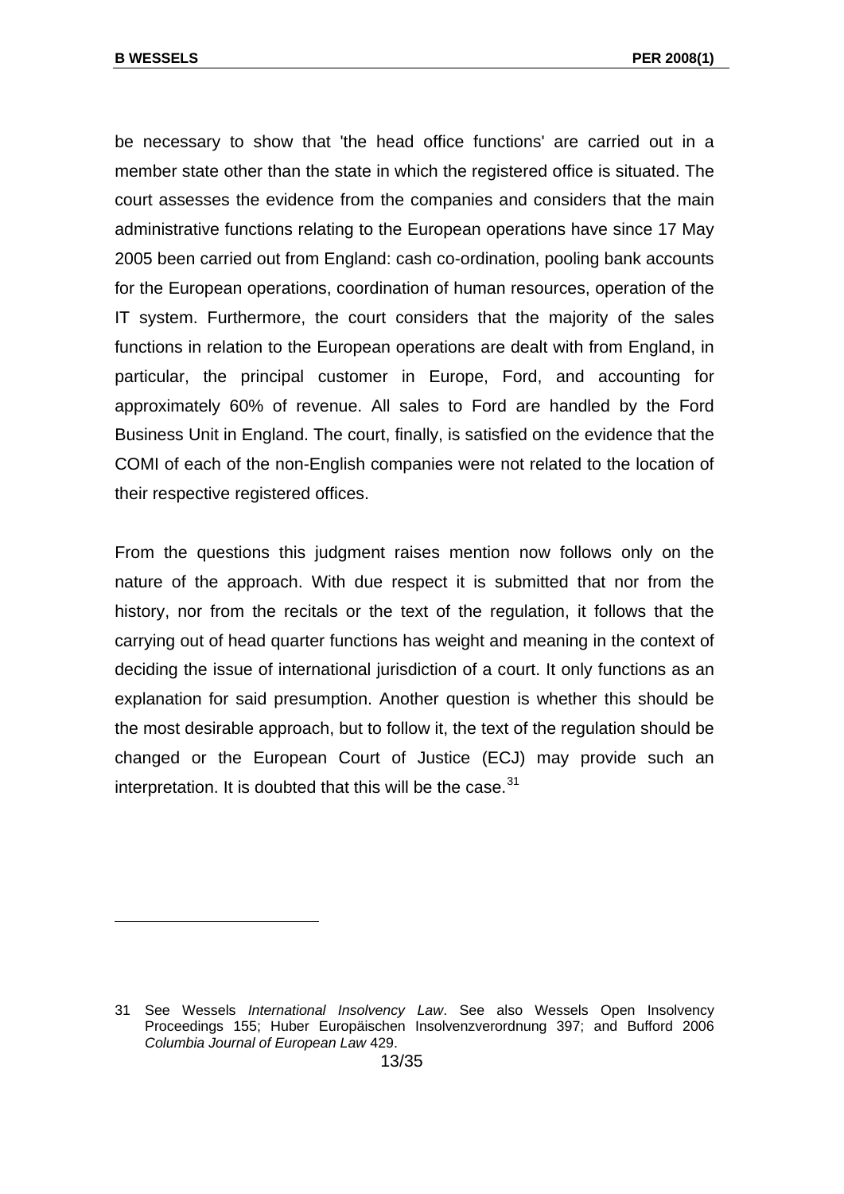be necessary to show that 'the head office functions' are carried out in a member state other than the state in which the registered office is situated. The court assesses the evidence from the companies and considers that the main administrative functions relating to the European operations have since 17 May 2005 been carried out from England: cash co-ordination, pooling bank accounts for the European operations, coordination of human resources, operation of the IT system. Furthermore, the court considers that the majority of the sales functions in relation to the European operations are dealt with from England, in particular, the principal customer in Europe, Ford, and accounting for approximately 60% of revenue. All sales to Ford are handled by the Ford Business Unit in England. The court, finally, is satisfied on the evidence that the COMI of each of the non-English companies were not related to the location of their respective registered offices.

From the questions this judgment raises mention now follows only on the nature of the approach. With due respect it is submitted that nor from the history, nor from the recitals or the text of the regulation, it follows that the carrying out of head quarter functions has weight and meaning in the context of deciding the issue of international jurisdiction of a court. It only functions as an explanation for said presumption. Another question is whether this should be the most desirable approach, but to follow it, the text of the regulation should be changed or the European Court of Justice (ECJ) may provide such an interpretation. It is doubted that this will be the case.[31]

---

31 See Wessels *International Insolvency Law*. See also Wessels Open Insolvency Proceedings 155; Huber Europäischen Insolvenzverordnung 397; and Bufford 2006 *Columbia Journal of European Law* 429.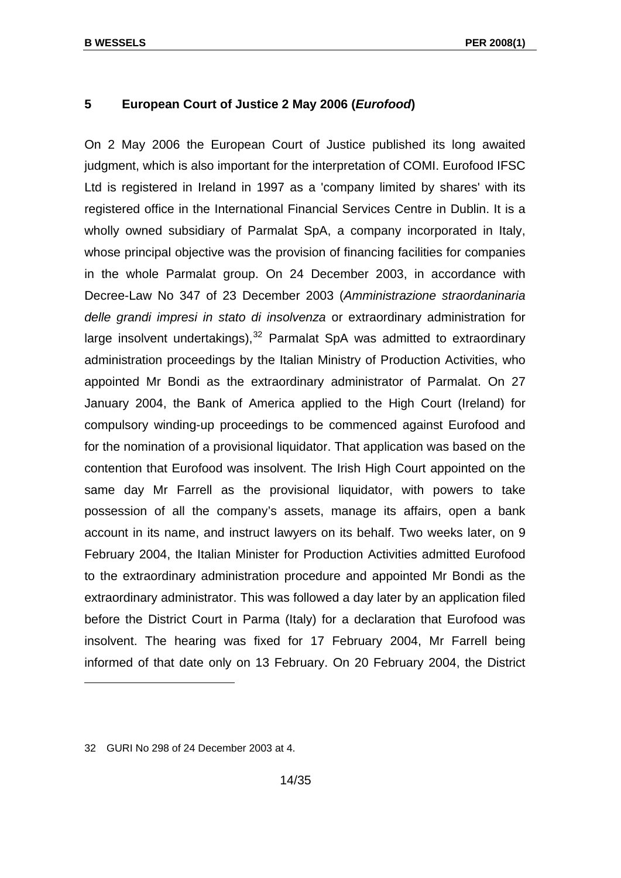## 5 European Court of Justice 2 May 2006 (*Eurofood*)

On 2 May 2006 the European Court of Justice published its long awaited judgment, which is also important for the interpretation of COMI. Eurofood IFSC Ltd is registered in Ireland in 1997 as a 'company limited by shares' with its registered office in the International Financial Services Centre in Dublin. It is a wholly owned subsidiary of Parmalat SpA, a company incorporated in Italy, whose principal objective was the provision of financing facilities for companies in the whole Parmalat group. On 24 December 2003, in accordance with Decree-Law No 347 of 23 December 2003 (*Amministrazione straordaninaria delle grandi impresi in stato di insolvenza* or extraordinary administration for large insolvent undertakings),[32] Parmalat SpA was admitted to extraordinary administration proceedings by the Italian Ministry of Production Activities, who appointed Mr Bondi as the extraordinary administrator of Parmalat. On 27 January 2004, the Bank of America applied to the High Court (Ireland) for compulsory winding-up proceedings to be commenced against Eurofood and for the nomination of a provisional liquidator. That application was based on the contention that Eurofood was insolvent. The Irish High Court appointed on the same day Mr Farrell as the provisional liquidator, with powers to take possession of all the company's assets, manage its affairs, open a bank account in its name, and instruct lawyers on its behalf. Two weeks later, on 9 February 2004, the Italian Minister for Production Activities admitted Eurofood to the extraordinary administration procedure and appointed Mr Bondi as the extraordinary administrator. This was followed a day later by an application filed before the District Court in Parma (Italy) for a declaration that Eurofood was insolvent. The hearing was fixed for 17 February 2004, Mr Farrell being informed of that date only on 13 February. On 20 February 2004, the District

32 GURI No 298 of 24 December 2003 at 4.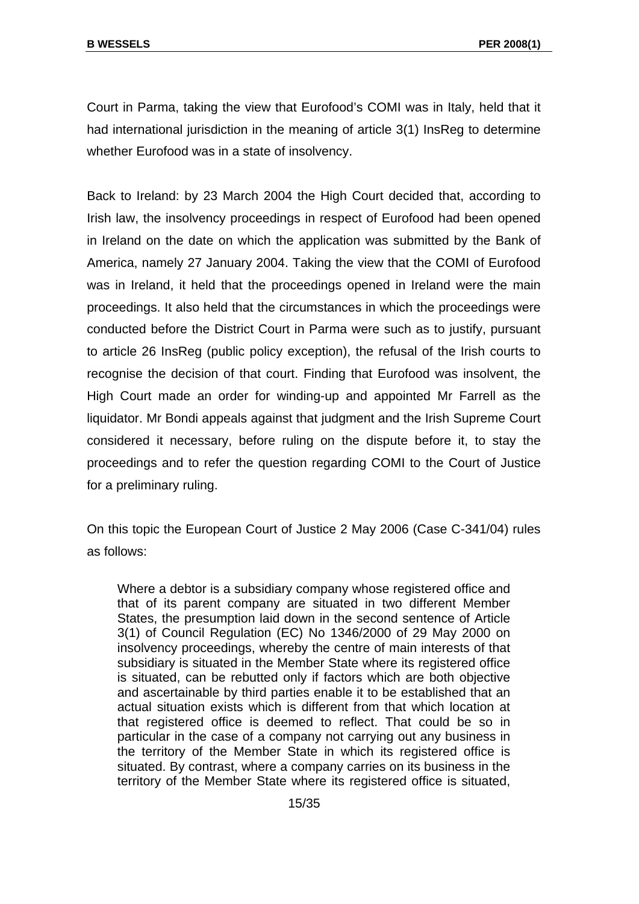Court in Parma, taking the view that Eurofood's COMI was in Italy, held that it had international jurisdiction in the meaning of article 3(1) InsReg to determine whether Eurofood was in a state of insolvency.

Back to Ireland: by 23 March 2004 the High Court decided that, according to Irish law, the insolvency proceedings in respect of Eurofood had been opened in Ireland on the date on which the application was submitted by the Bank of America, namely 27 January 2004. Taking the view that the COMI of Eurofood was in Ireland, it held that the proceedings opened in Ireland were the main proceedings. It also held that the circumstances in which the proceedings were conducted before the District Court in Parma were such as to justify, pursuant to article 26 InsReg (public policy exception), the refusal of the Irish courts to recognise the decision of that court. Finding that Eurofood was insolvent, the High Court made an order for winding-up and appointed Mr Farrell as the liquidator. Mr Bondi appeals against that judgment and the Irish Supreme Court considered it necessary, before ruling on the dispute before it, to stay the proceedings and to refer the question regarding COMI to the Court of Justice for a preliminary ruling.

On this topic the European Court of Justice 2 May 2006 (Case C-341/04) rules as follows:

> Where a debtor is a subsidiary company whose registered office and that of its parent company are situated in two different Member States, the presumption laid down in the second sentence of Article 3(1) of Council Regulation (EC) No 1346/2000 of 29 May 2000 on insolvency proceedings, whereby the centre of main interests of that subsidiary is situated in the Member State where its registered office is situated, can be rebutted only if factors which are both objective and ascertainable by third parties enable it to be established that an actual situation exists which is different from that which location at that registered office is deemed to reflect. That could be so in particular in the case of a company not carrying out any business in the territory of the Member State in which its registered office is situated. By contrast, where a company carries on its business in the territory of the Member State where its registered office is situated,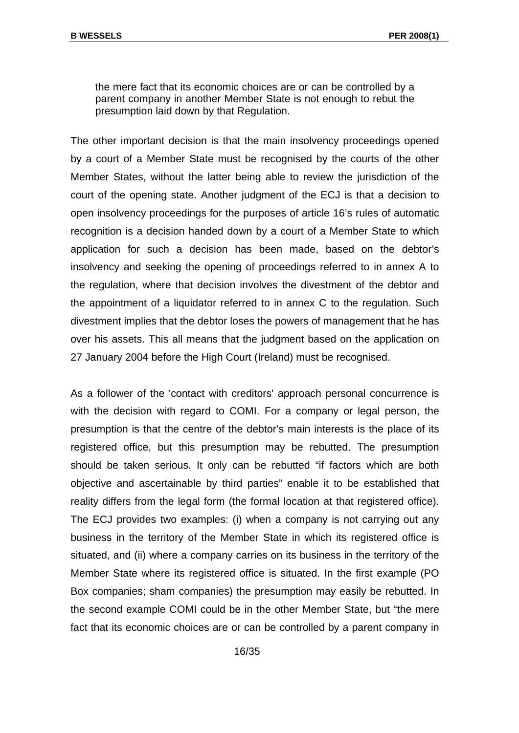> the mere fact that its economic choices are or can be controlled by a parent company in another Member State is not enough to rebut the presumption laid down by that Regulation.

The other important decision is that the main insolvency proceedings opened by a court of a Member State must be recognised by the courts of the other Member States, without the latter being able to review the jurisdiction of the court of the opening state. Another judgment of the ECJ is that a decision to open insolvency proceedings for the purposes of article 16's rules of automatic recognition is a decision handed down by a court of a Member State to which application for such a decision has been made, based on the debtor's insolvency and seeking the opening of proceedings referred to in annex A to the regulation, where that decision involves the divestment of the debtor and the appointment of a liquidator referred to in annex C to the regulation. Such divestment implies that the debtor loses the powers of management that he has over his assets. This all means that the judgment based on the application on 27 January 2004 before the High Court (Ireland) must be recognised.

As a follower of the 'contact with creditors' approach personal concurrence is with the decision with regard to COMI. For a company or legal person, the presumption is that the centre of the debtor's main interests is the place of its registered office, but this presumption may be rebutted. The presumption should be taken serious. It only can be rebutted "if factors which are both objective and ascertainable by third parties" enable it to be established that reality differs from the legal form (the formal location at that registered office). The ECJ provides two examples: (i) when a company is not carrying out any business in the territory of the Member State in which its registered office is situated, and (ii) where a company carries on its business in the territory of the Member State where its registered office is situated. In the first example (PO Box companies; sham companies) the presumption may easily be rebutted. In the second example COMI could be in the other Member State, but "the mere fact that its economic choices are or can be controlled by a parent company in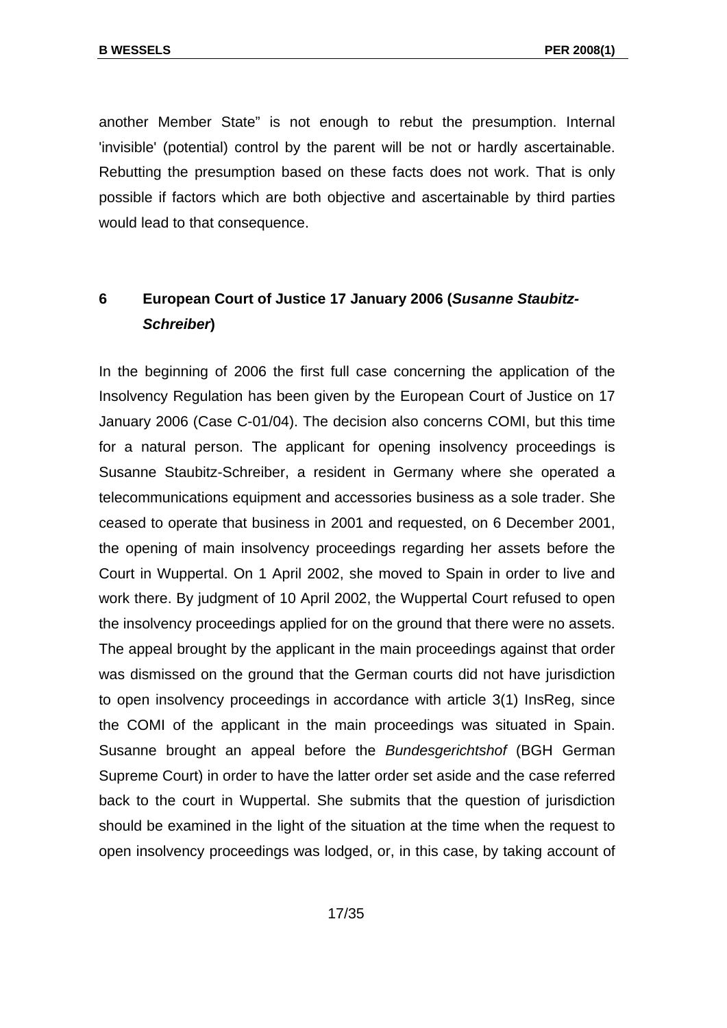another Member State" is not enough to rebut the presumption. Internal 'invisible' (potential) control by the parent will be not or hardly ascertainable. Rebutting the presumption based on these facts does not work. That is only possible if factors which are both objective and ascertainable by third parties would lead to that consequence.

## 6 European Court of Justice 17 January 2006 (*Susanne Staubitz-Schreiber*)

In the beginning of 2006 the first full case concerning the application of the Insolvency Regulation has been given by the European Court of Justice on 17 January 2006 (Case C-01/04). The decision also concerns COMI, but this time for a natural person. The applicant for opening insolvency proceedings is Susanne Staubitz-Schreiber, a resident in Germany where she operated a telecommunications equipment and accessories business as a sole trader. She ceased to operate that business in 2001 and requested, on 6 December 2001, the opening of main insolvency proceedings regarding her assets before the Court in Wuppertal. On 1 April 2002, she moved to Spain in order to live and work there. By judgment of 10 April 2002, the Wuppertal Court refused to open the insolvency proceedings applied for on the ground that there were no assets. The appeal brought by the applicant in the main proceedings against that order was dismissed on the ground that the German courts did not have jurisdiction to open insolvency proceedings in accordance with article 3(1) InsReg, since the COMI of the applicant in the main proceedings was situated in Spain. Susanne brought an appeal before the *Bundesgerichtshof* (BGH German Supreme Court) in order to have the latter order set aside and the case referred back to the court in Wuppertal. She submits that the question of jurisdiction should be examined in the light of the situation at the time when the request to open insolvency proceedings was lodged, or, in this case, by taking account of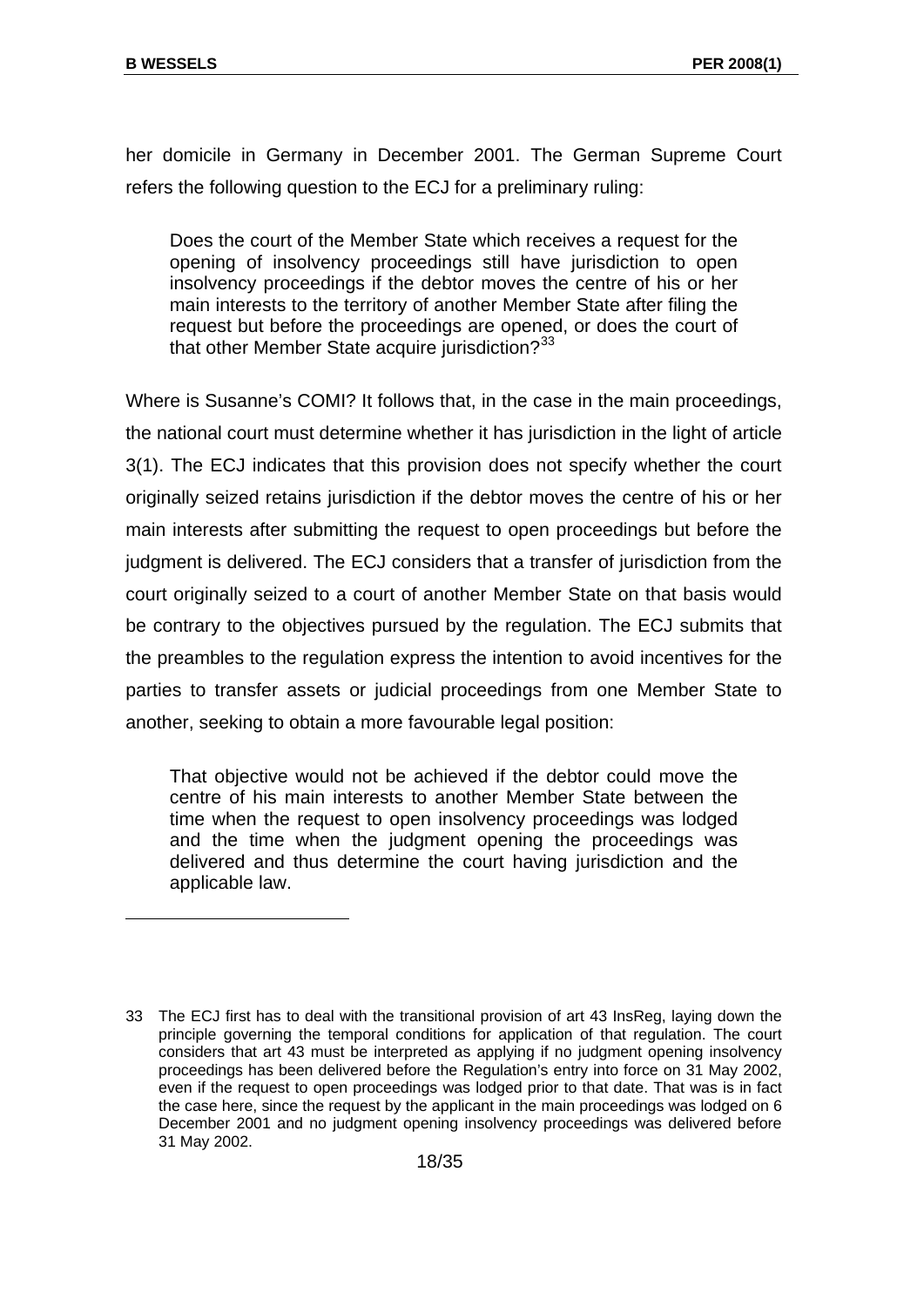her domicile in Germany in December 2001. The German Supreme Court refers the following question to the ECJ for a preliminary ruling:

> Does the court of the Member State which receives a request for the opening of insolvency proceedings still have jurisdiction to open insolvency proceedings if the debtor moves the centre of his or her main interests to the territory of another Member State after filing the request but before the proceedings are opened, or does the court of that other Member State acquire jurisdiction?[33]

Where is Susanne's COMI? It follows that, in the case in the main proceedings, the national court must determine whether it has jurisdiction in the light of article 3(1). The ECJ indicates that this provision does not specify whether the court originally seized retains jurisdiction if the debtor moves the centre of his or her main interests after submitting the request to open proceedings but before the judgment is delivered. The ECJ considers that a transfer of jurisdiction from the court originally seized to a court of another Member State on that basis would be contrary to the objectives pursued by the regulation. The ECJ submits that the preambles to the regulation express the intention to avoid incentives for the parties to transfer assets or judicial proceedings from one Member State to another, seeking to obtain a more favourable legal position:

> That objective would not be achieved if the debtor could move the centre of his main interests to another Member State between the time when the request to open insolvency proceedings was lodged and the time when the judgment opening the proceedings was delivered and thus determine the court having jurisdiction and the applicable law.

---

33 The ECJ first has to deal with the transitional provision of art 43 InsReg, laying down the principle governing the temporal conditions for application of that regulation. The court considers that art 43 must be interpreted as applying if no judgment opening insolvency proceedings has been delivered before the Regulation's entry into force on 31 May 2002, even if the request to open proceedings was lodged prior to that date. That was is in fact the case here, since the request by the applicant in the main proceedings was lodged on 6 December 2001 and no judgment opening insolvency proceedings was delivered before 31 May 2002.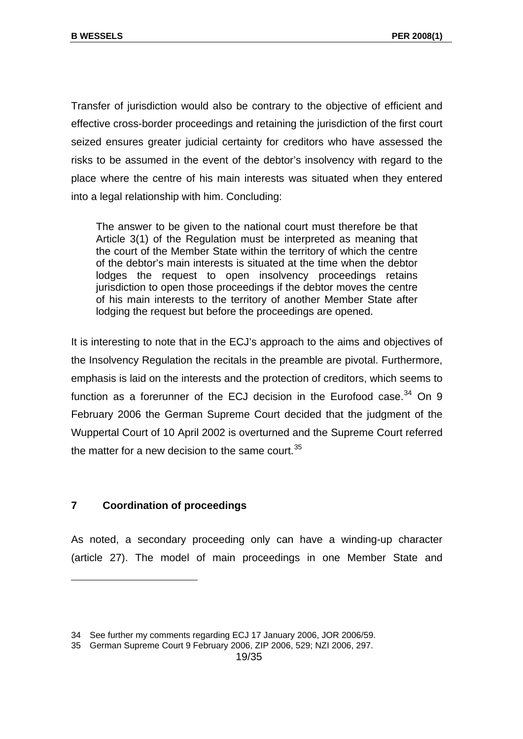Transfer of jurisdiction would also be contrary to the objective of efficient and effective cross-border proceedings and retaining the jurisdiction of the first court seized ensures greater judicial certainty for creditors who have assessed the risks to be assumed in the event of the debtor's insolvency with regard to the place where the centre of his main interests was situated when they entered into a legal relationship with him. Concluding:

> The answer to be given to the national court must therefore be that Article 3(1) of the Regulation must be interpreted as meaning that the court of the Member State within the territory of which the centre of the debtor's main interests is situated at the time when the debtor lodges the request to open insolvency proceedings retains jurisdiction to open those proceedings if the debtor moves the centre of his main interests to the territory of another Member State after lodging the request but before the proceedings are opened.

It is interesting to note that in the ECJ's approach to the aims and objectives of the Insolvency Regulation the recitals in the preamble are pivotal. Furthermore, emphasis is laid on the interests and the protection of creditors, which seems to function as a forerunner of the ECJ decision in the Eurofood case.[34] On 9 February 2006 the German Supreme Court decided that the judgment of the Wuppertal Court of 10 April 2002 is overturned and the Supreme Court referred the matter for a new decision to the same court.[35]

## 7 Coordination of proceedings

As noted, a secondary proceeding only can have a winding-up character (article 27). The model of main proceedings in one Member State and

---

34 See further my comments regarding ECJ 17 January 2006, JOR 2006/59.

35 German Supreme Court 9 February 2006, ZIP 2006, 529; NZI 2006, 297.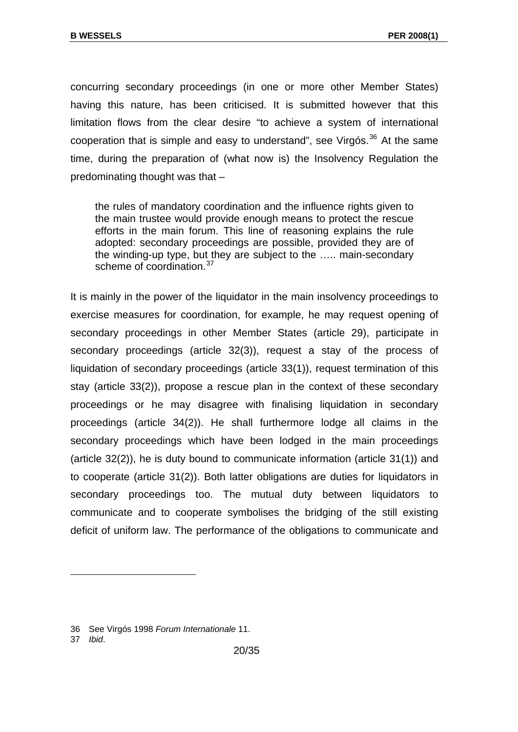concurring secondary proceedings (in one or more other Member States) having this nature, has been criticised. It is submitted however that this limitation flows from the clear desire "to achieve a system of international cooperation that is simple and easy to understand", see Virgós.[36] At the same time, during the preparation of (what now is) the Insolvency Regulation the predominating thought was that –

> the rules of mandatory coordination and the influence rights given to the main trustee would provide enough means to protect the rescue efforts in the main forum. This line of reasoning explains the rule adopted: secondary proceedings are possible, provided they are of the winding-up type, but they are subject to the ….. main-secondary scheme of coordination.[37]

It is mainly in the power of the liquidator in the main insolvency proceedings to exercise measures for coordination, for example, he may request opening of secondary proceedings in other Member States (article 29), participate in secondary proceedings (article 32(3)), request a stay of the process of liquidation of secondary proceedings (article 33(1)), request termination of this stay (article 33(2)), propose a rescue plan in the context of these secondary proceedings or he may disagree with finalising liquidation in secondary proceedings (article 34(2)). He shall furthermore lodge all claims in the secondary proceedings which have been lodged in the main proceedings (article 32(2)), he is duty bound to communicate information (article 31(1)) and to cooperate (article 31(2)). Both latter obligations are duties for liquidators in secondary proceedings too. The mutual duty between liquidators to communicate and to cooperate symbolises the bridging of the still existing deficit of uniform law. The performance of the obligations to communicate and

---

36 See Virgós 1998 *Forum Internationale* 11.

37 *Ibid*.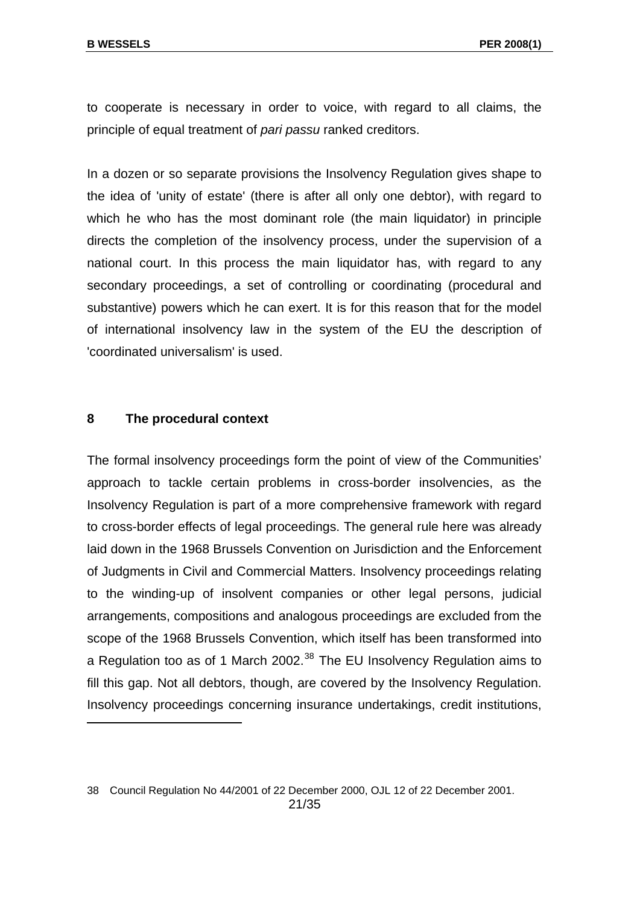to cooperate is necessary in order to voice, with regard to all claims, the principle of equal treatment of *pari passu* ranked creditors.

In a dozen or so separate provisions the Insolvency Regulation gives shape to the idea of 'unity of estate' (there is after all only one debtor), with regard to which he who has the most dominant role (the main liquidator) in principle directs the completion of the insolvency process, under the supervision of a national court. In this process the main liquidator has, with regard to any secondary proceedings, a set of controlling or coordinating (procedural and substantive) powers which he can exert. It is for this reason that for the model of international insolvency law in the system of the EU the description of 'coordinated universalism' is used.

## 8 The procedural context

The formal insolvency proceedings form the point of view of the Communities' approach to tackle certain problems in cross-border insolvencies, as the Insolvency Regulation is part of a more comprehensive framework with regard to cross-border effects of legal proceedings. The general rule here was already laid down in the 1968 Brussels Convention on Jurisdiction and the Enforcement of Judgments in Civil and Commercial Matters. Insolvency proceedings relating to the winding-up of insolvent companies or other legal persons, judicial arrangements, compositions and analogous proceedings are excluded from the scope of the 1968 Brussels Convention, which itself has been transformed into a Regulation too as of 1 March 2002.[38] The EU Insolvency Regulation aims to fill this gap. Not all debtors, though, are covered by the Insolvency Regulation. Insolvency proceedings concerning insurance undertakings, credit institutions,

---

38 Council Regulation No 44/2001 of 22 December 2000, OJL 12 of 22 December 2001.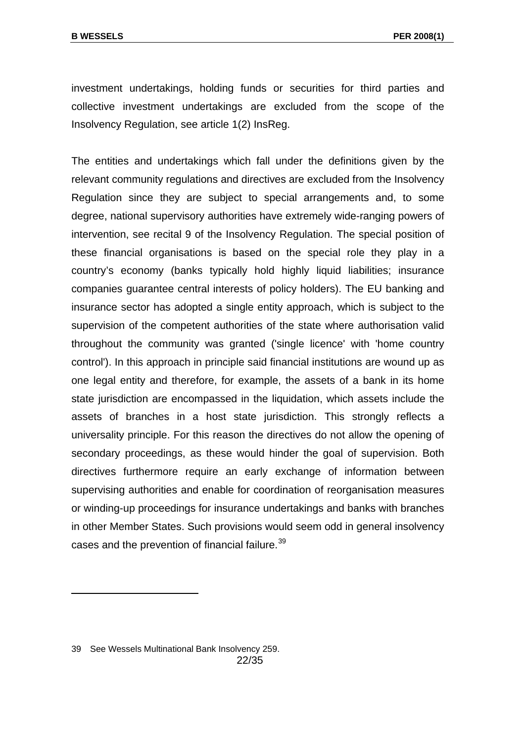investment undertakings, holding funds or securities for third parties and collective investment undertakings are excluded from the scope of the Insolvency Regulation, see article 1(2) InsReg.

The entities and undertakings which fall under the definitions given by the relevant community regulations and directives are excluded from the Insolvency Regulation since they are subject to special arrangements and, to some degree, national supervisory authorities have extremely wide-ranging powers of intervention, see recital 9 of the Insolvency Regulation. The special position of these financial organisations is based on the special role they play in a country's economy (banks typically hold highly liquid liabilities; insurance companies guarantee central interests of policy holders). The EU banking and insurance sector has adopted a single entity approach, which is subject to the supervision of the competent authorities of the state where authorisation valid throughout the community was granted ('single licence' with 'home country control'). In this approach in principle said financial institutions are wound up as one legal entity and therefore, for example, the assets of a bank in its home state jurisdiction are encompassed in the liquidation, which assets include the assets of branches in a host state jurisdiction. This strongly reflects a universality principle. For this reason the directives do not allow the opening of secondary proceedings, as these would hinder the goal of supervision. Both directives furthermore require an early exchange of information between supervising authorities and enable for coordination of reorganisation measures or winding-up proceedings for insurance undertakings and banks with branches in other Member States. Such provisions would seem odd in general insolvency cases and the prevention of financial failure.[39]

---

39 See Wessels Multinational Bank Insolvency 259.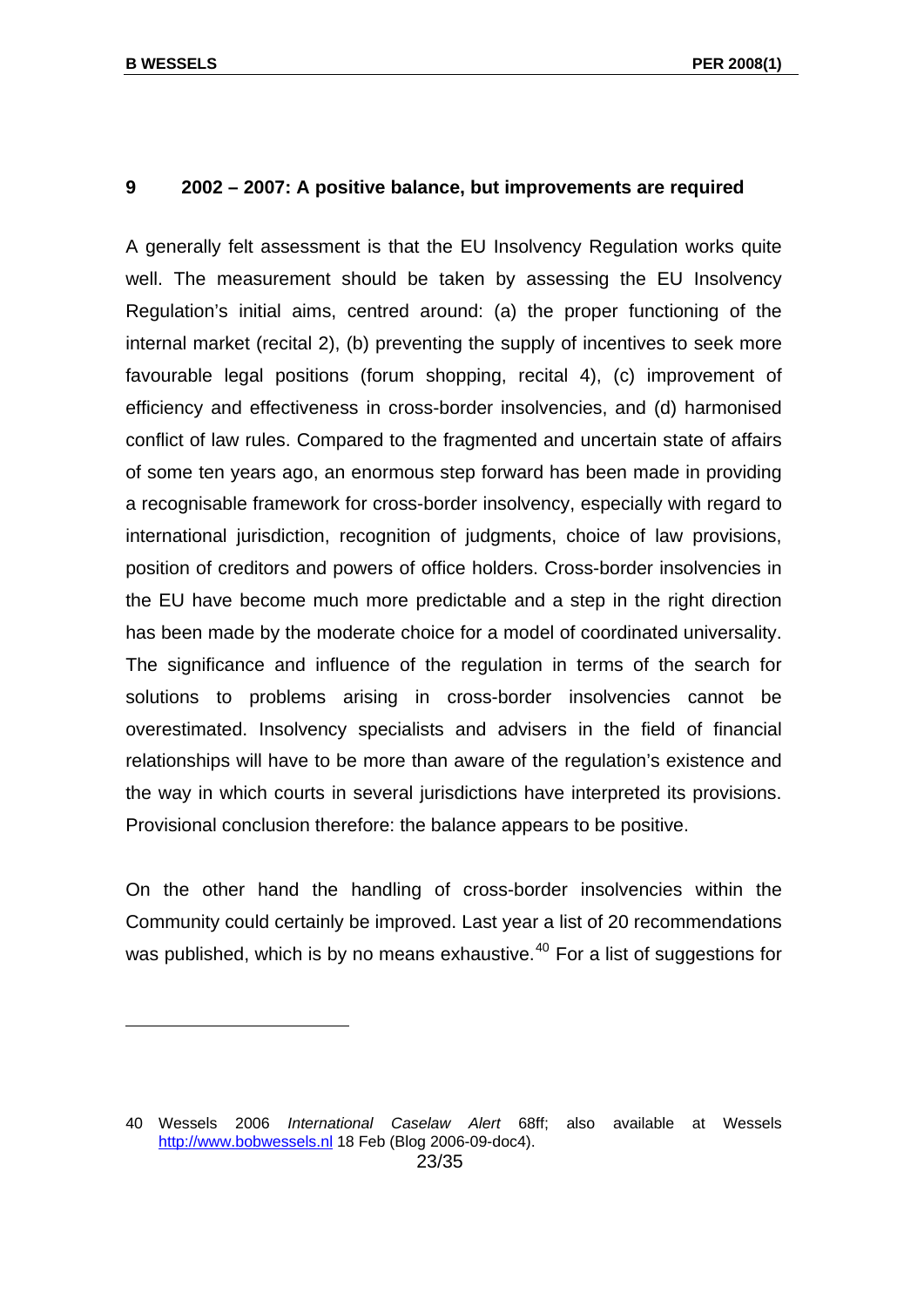## 9 2002 – 2007: A positive balance, but improvements are required

A generally felt assessment is that the EU Insolvency Regulation works quite well. The measurement should be taken by assessing the EU Insolvency Regulation's initial aims, centred around: (a) the proper functioning of the internal market (recital 2), (b) preventing the supply of incentives to seek more favourable legal positions (forum shopping, recital 4), (c) improvement of efficiency and effectiveness in cross-border insolvencies, and (d) harmonised conflict of law rules. Compared to the fragmented and uncertain state of affairs of some ten years ago, an enormous step forward has been made in providing a recognisable framework for cross-border insolvency, especially with regard to international jurisdiction, recognition of judgments, choice of law provisions, position of creditors and powers of office holders. Cross-border insolvencies in the EU have become much more predictable and a step in the right direction has been made by the moderate choice for a model of coordinated universality. The significance and influence of the regulation in terms of the search for solutions to problems arising in cross-border insolvencies cannot be overestimated. Insolvency specialists and advisers in the field of financial relationships will have to be more than aware of the regulation's existence and the way in which courts in several jurisdictions have interpreted its provisions. Provisional conclusion therefore: the balance appears to be positive.

On the other hand the handling of cross-border insolvencies within the Community could certainly be improved. Last year a list of 20 recommendations was published, which is by no means exhaustive.[40] For a list of suggestions for

---

40 Wessels 2006 *International Caselaw Alert* 68ff; also available at Wessels http://www.bobwessels.nl 18 Feb (Blog 2006-09-doc4).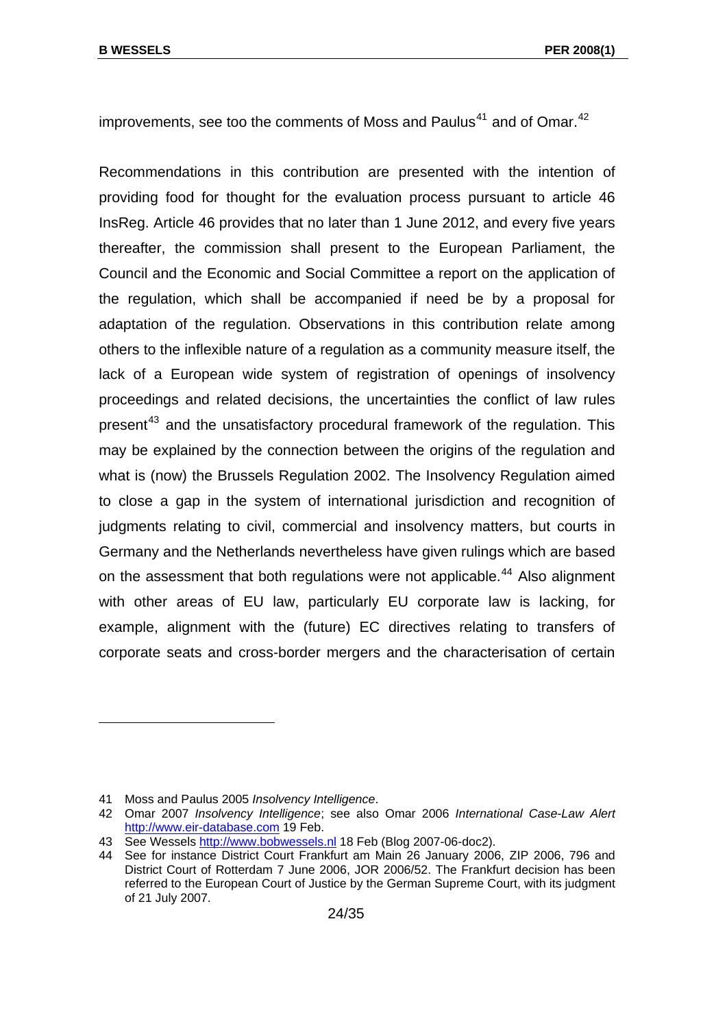improvements, see too the comments of Moss and Paulus[41] and of Omar.[42]

Recommendations in this contribution are presented with the intention of providing food for thought for the evaluation process pursuant to article 46 InsReg. Article 46 provides that no later than 1 June 2012, and every five years thereafter, the commission shall present to the European Parliament, the Council and the Economic and Social Committee a report on the application of the regulation, which shall be accompanied if need be by a proposal for adaptation of the regulation. Observations in this contribution relate among others to the inflexible nature of a regulation as a community measure itself, the lack of a European wide system of registration of openings of insolvency proceedings and related decisions, the uncertainties the conflict of law rules present[43] and the unsatisfactory procedural framework of the regulation. This may be explained by the connection between the origins of the regulation and what is (now) the Brussels Regulation 2002. The Insolvency Regulation aimed to close a gap in the system of international jurisdiction and recognition of judgments relating to civil, commercial and insolvency matters, but courts in Germany and the Netherlands nevertheless have given rulings which are based on the assessment that both regulations were not applicable.[44] Also alignment with other areas of EU law, particularly EU corporate law is lacking, for example, alignment with the (future) EC directives relating to transfers of corporate seats and cross-border mergers and the characterisation of certain

---

41 Moss and Paulus 2005 *Insolvency Intelligence*.

42 Omar 2007 *Insolvency Intelligence*; see also Omar 2006 *International Case-Law Alert* http://www.eir-database.com 19 Feb.

43 See Wessels http://www.bobwessels.nl 18 Feb (Blog 2007-06-doc2).

44 See for instance District Court Frankfurt am Main 26 January 2006, ZIP 2006, 796 and District Court of Rotterdam 7 June 2006, JOR 2006/52. The Frankfurt decision has been referred to the European Court of Justice by the German Supreme Court, with its judgment of 21 July 2007.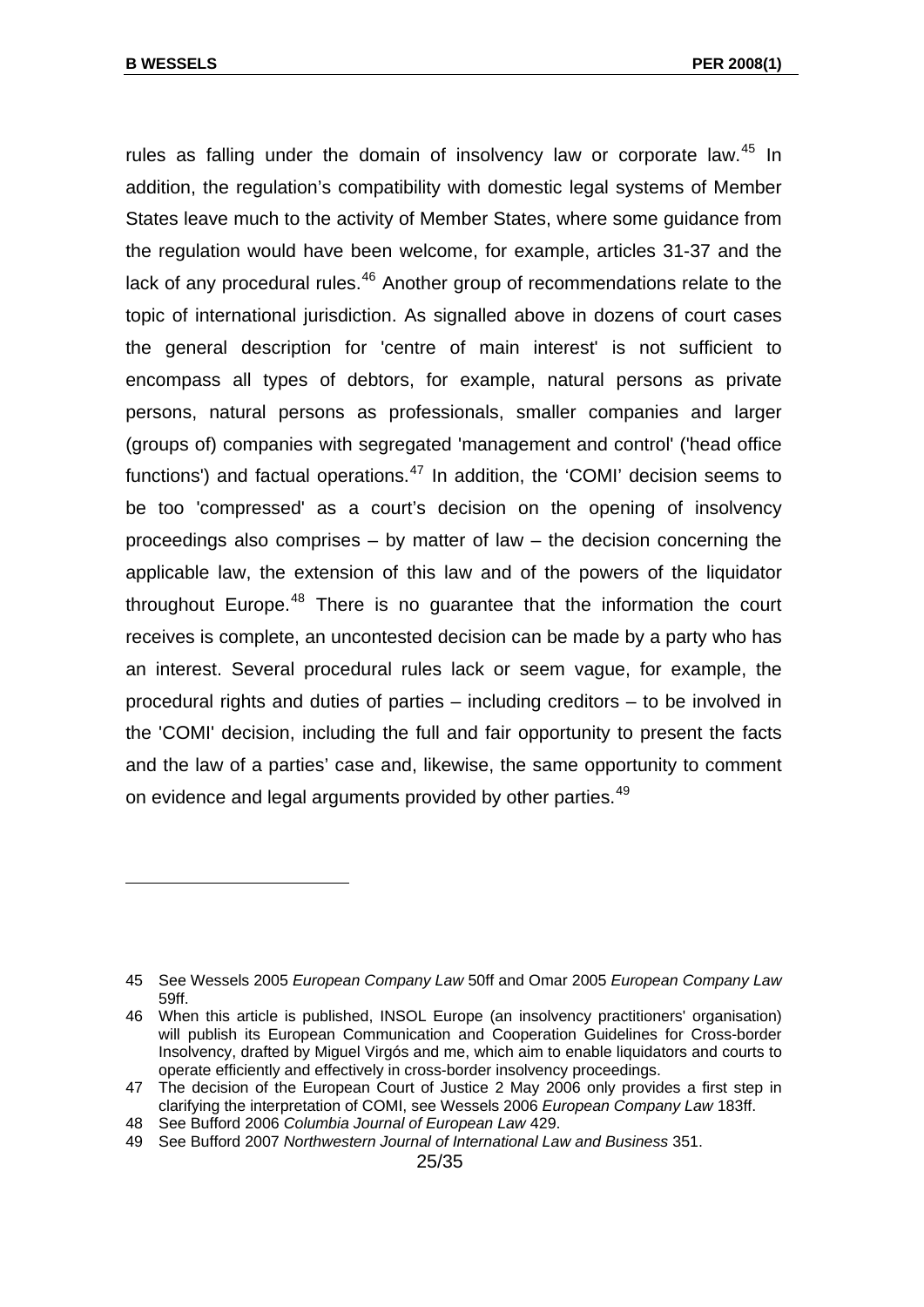rules as falling under the domain of insolvency law or corporate law.[45] In addition, the regulation's compatibility with domestic legal systems of Member States leave much to the activity of Member States, where some guidance from the regulation would have been welcome, for example, articles 31-37 and the lack of any procedural rules.[46] Another group of recommendations relate to the topic of international jurisdiction. As signalled above in dozens of court cases the general description for 'centre of main interest' is not sufficient to encompass all types of debtors, for example, natural persons as private persons, natural persons as professionals, smaller companies and larger (groups of) companies with segregated 'management and control' ('head office functions') and factual operations.[47] In addition, the 'COMI' decision seems to be too 'compressed' as a court's decision on the opening of insolvency proceedings also comprises – by matter of law – the decision concerning the applicable law, the extension of this law and of the powers of the liquidator throughout Europe.[48] There is no guarantee that the information the court receives is complete, an uncontested decision can be made by a party who has an interest. Several procedural rules lack or seem vague, for example, the procedural rights and duties of parties – including creditors – to be involved in the 'COMI' decision, including the full and fair opportunity to present the facts and the law of a parties' case and, likewise, the same opportunity to comment on evidence and legal arguments provided by other parties.[49]

---

45 See Wessels 2005 *European Company Law* 50ff and Omar 2005 *European Company Law* 59ff.

46 When this article is published, INSOL Europe (an insolvency practitioners' organisation) will publish its European Communication and Cooperation Guidelines for Cross-border Insolvency, drafted by Miguel Virgós and me, which aim to enable liquidators and courts to operate efficiently and effectively in cross-border insolvency proceedings.

47 The decision of the European Court of Justice 2 May 2006 only provides a first step in clarifying the interpretation of COMI, see Wessels 2006 *European Company Law* 183ff.

48 See Bufford 2006 *Columbia Journal of European Law* 429.

49 See Bufford 2007 *Northwestern Journal of International Law and Business* 351.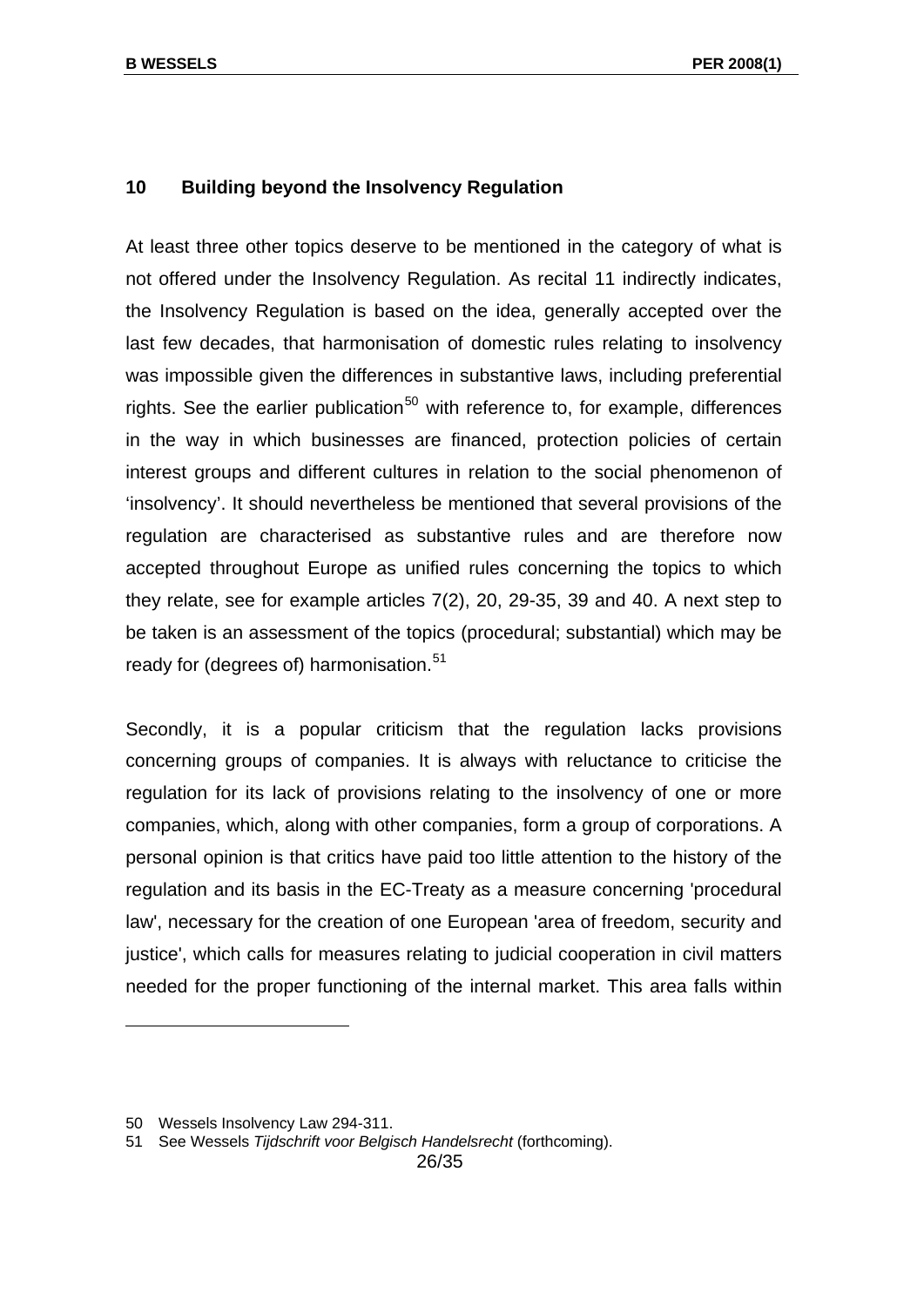## 10 Building beyond the Insolvency Regulation

At least three other topics deserve to be mentioned in the category of what is not offered under the Insolvency Regulation. As recital 11 indirectly indicates, the Insolvency Regulation is based on the idea, generally accepted over the last few decades, that harmonisation of domestic rules relating to insolvency was impossible given the differences in substantive laws, including preferential rights. See the earlier publication[50] with reference to, for example, differences in the way in which businesses are financed, protection policies of certain interest groups and different cultures in relation to the social phenomenon of 'insolvency'. It should nevertheless be mentioned that several provisions of the regulation are characterised as substantive rules and are therefore now accepted throughout Europe as unified rules concerning the topics to which they relate, see for example articles 7(2), 20, 29-35, 39 and 40. A next step to be taken is an assessment of the topics (procedural; substantial) which may be ready for (degrees of) harmonisation.[51]

Secondly, it is a popular criticism that the regulation lacks provisions concerning groups of companies. It is always with reluctance to criticise the regulation for its lack of provisions relating to the insolvency of one or more companies, which, along with other companies, form a group of corporations. A personal opinion is that critics have paid too little attention to the history of the regulation and its basis in the EC-Treaty as a measure concerning 'procedural law', necessary for the creation of one European 'area of freedom, security and justice', which calls for measures relating to judicial cooperation in civil matters needed for the proper functioning of the internal market. This area falls within

---

50 Wessels Insolvency Law 294-311.

51 See Wessels *Tijdschrift voor Belgisch Handelsrecht* (forthcoming).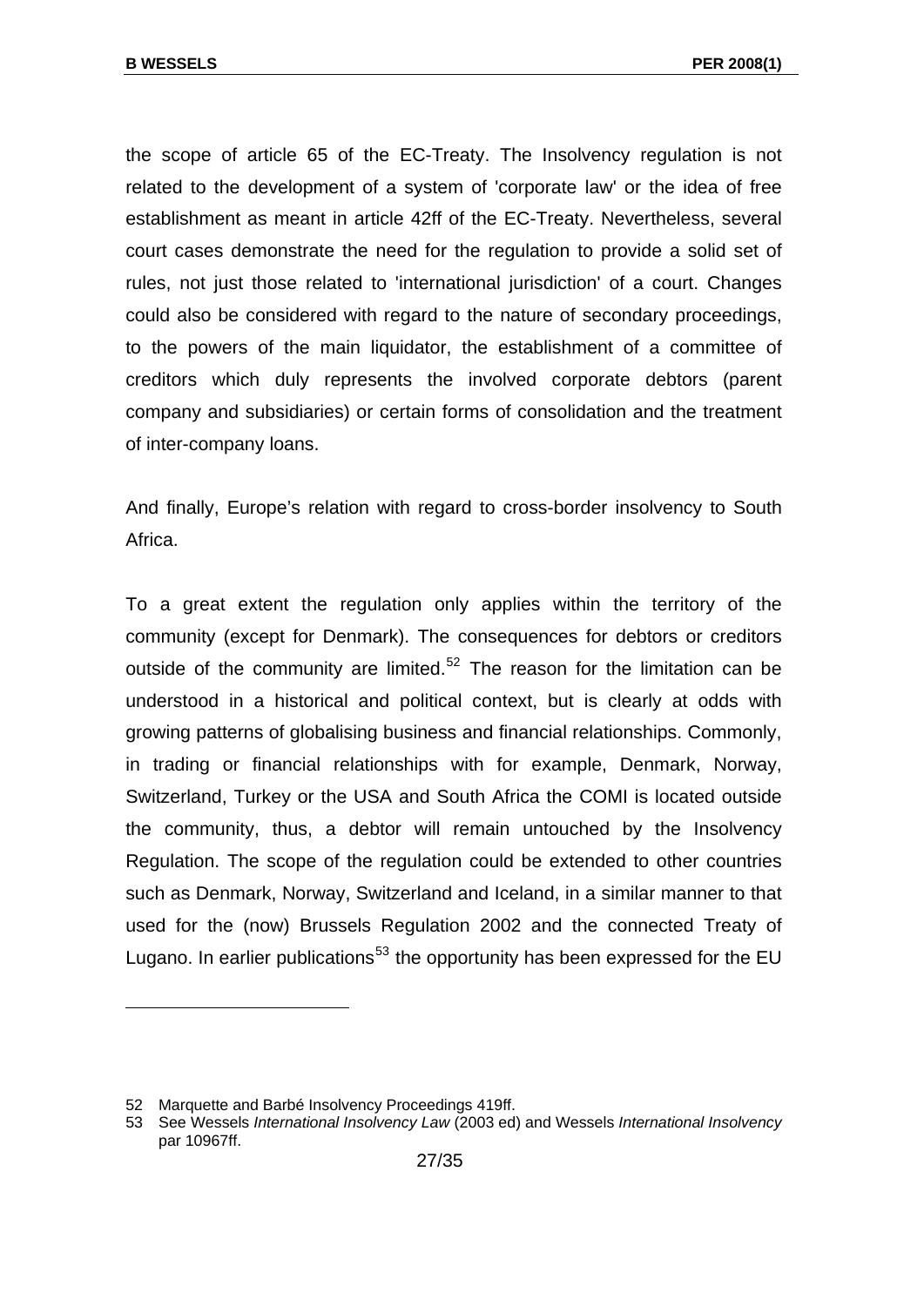the scope of article 65 of the EC-Treaty. The Insolvency regulation is not related to the development of a system of 'corporate law' or the idea of free establishment as meant in article 42ff of the EC-Treaty. Nevertheless, several court cases demonstrate the need for the regulation to provide a solid set of rules, not just those related to 'international jurisdiction' of a court. Changes could also be considered with regard to the nature of secondary proceedings, to the powers of the main liquidator, the establishment of a committee of creditors which duly represents the involved corporate debtors (parent company and subsidiaries) or certain forms of consolidation and the treatment of inter-company loans.

And finally, Europe's relation with regard to cross-border insolvency to South Africa.

To a great extent the regulation only applies within the territory of the community (except for Denmark). The consequences for debtors or creditors outside of the community are limited.[52] The reason for the limitation can be understood in a historical and political context, but is clearly at odds with growing patterns of globalising business and financial relationships. Commonly, in trading or financial relationships with for example, Denmark, Norway, Switzerland, Turkey or the USA and South Africa the COMI is located outside the community, thus, a debtor will remain untouched by the Insolvency Regulation. The scope of the regulation could be extended to other countries such as Denmark, Norway, Switzerland and Iceland, in a similar manner to that used for the (now) Brussels Regulation 2002 and the connected Treaty of Lugano. In earlier publications[53] the opportunity has been expressed for the EU

52 Marquette and Barbé Insolvency Proceedings 419ff.

53 See Wessels *International Insolvency Law* (2003 ed) and Wessels *International Insolvency* par 10967ff.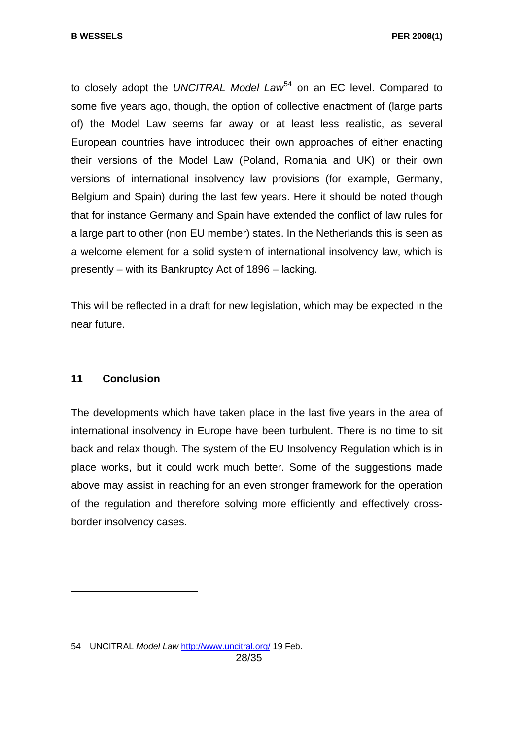to closely adopt the *UNCITRAL Model Law*[54] on an EC level. Compared to some five years ago, though, the option of collective enactment of (large parts of) the Model Law seems far away or at least less realistic, as several European countries have introduced their own approaches of either enacting their versions of the Model Law (Poland, Romania and UK) or their own versions of international insolvency law provisions (for example, Germany, Belgium and Spain) during the last few years. Here it should be noted though that for instance Germany and Spain have extended the conflict of law rules for a large part to other (non EU member) states. In the Netherlands this is seen as a welcome element for a solid system of international insolvency law, which is presently – with its Bankruptcy Act of 1896 – lacking.

This will be reflected in a draft for new legislation, which may be expected in the near future.

## 11 Conclusion

The developments which have taken place in the last five years in the area of international insolvency in Europe have been turbulent. There is no time to sit back and relax though. The system of the EU Insolvency Regulation which is in place works, but it could work much better. Some of the suggestions made above may assist in reaching for an even stronger framework for the operation of the regulation and therefore solving more efficiently and effectively cross-border insolvency cases.

---

54 UNCITRAL *Model Law* http://www.uncitral.org/ 19 Feb.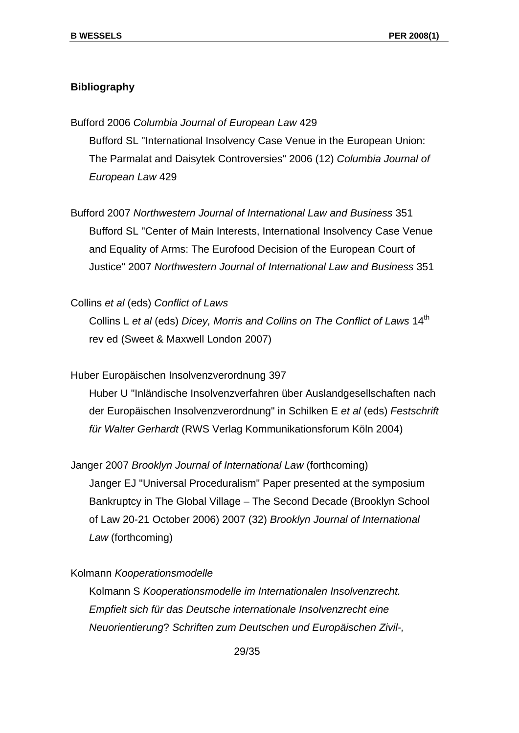**Bibliography**

Bufford 2006 *Columbia Journal of European Law* 429

Bufford SL "International Insolvency Case Venue in the European Union: The Parmalat and Daisytek Controversies" 2006 (12) *Columbia Journal of European Law* 429

Bufford 2007 *Northwestern Journal of International Law and Business* 351

Bufford SL "Center of Main Interests, International Insolvency Case Venue and Equality of Arms: The Eurofood Decision of the European Court of Justice" 2007 *Northwestern Journal of International Law and Business* 351

Collins *et al* (eds) *Conflict of Laws*

Collins L *et al* (eds) *Dicey, Morris and Collins on The Conflict of Laws* 14th rev ed (Sweet & Maxwell London 2007)

Huber Europäischen Insolvenzverordnung 397

Huber U "Inländische Insolvenzverfahren über Auslandgesellschaften nach der Europäischen Insolvenzverordnung" in Schilken E *et al* (eds) *Festschrift für Walter Gerhardt* (RWS Verlag Kommunikationsforum Köln 2004)

Janger 2007 *Brooklyn Journal of International Law* (forthcoming)

Janger EJ "Universal Proceduralism" Paper presented at the symposium Bankruptcy in The Global Village – The Second Decade (Brooklyn School of Law 20-21 October 2006) 2007 (32) *Brooklyn Journal of International Law* (forthcoming)

Kolmann *Kooperationsmodelle*

Kolmann S *Kooperationsmodelle im Internationalen Insolvenzrecht. Empfielt sich für das Deutsche internationale Insolvenzrecht eine Neuorientierung*? *Schriften zum Deutschen und Europäischen Zivil-,*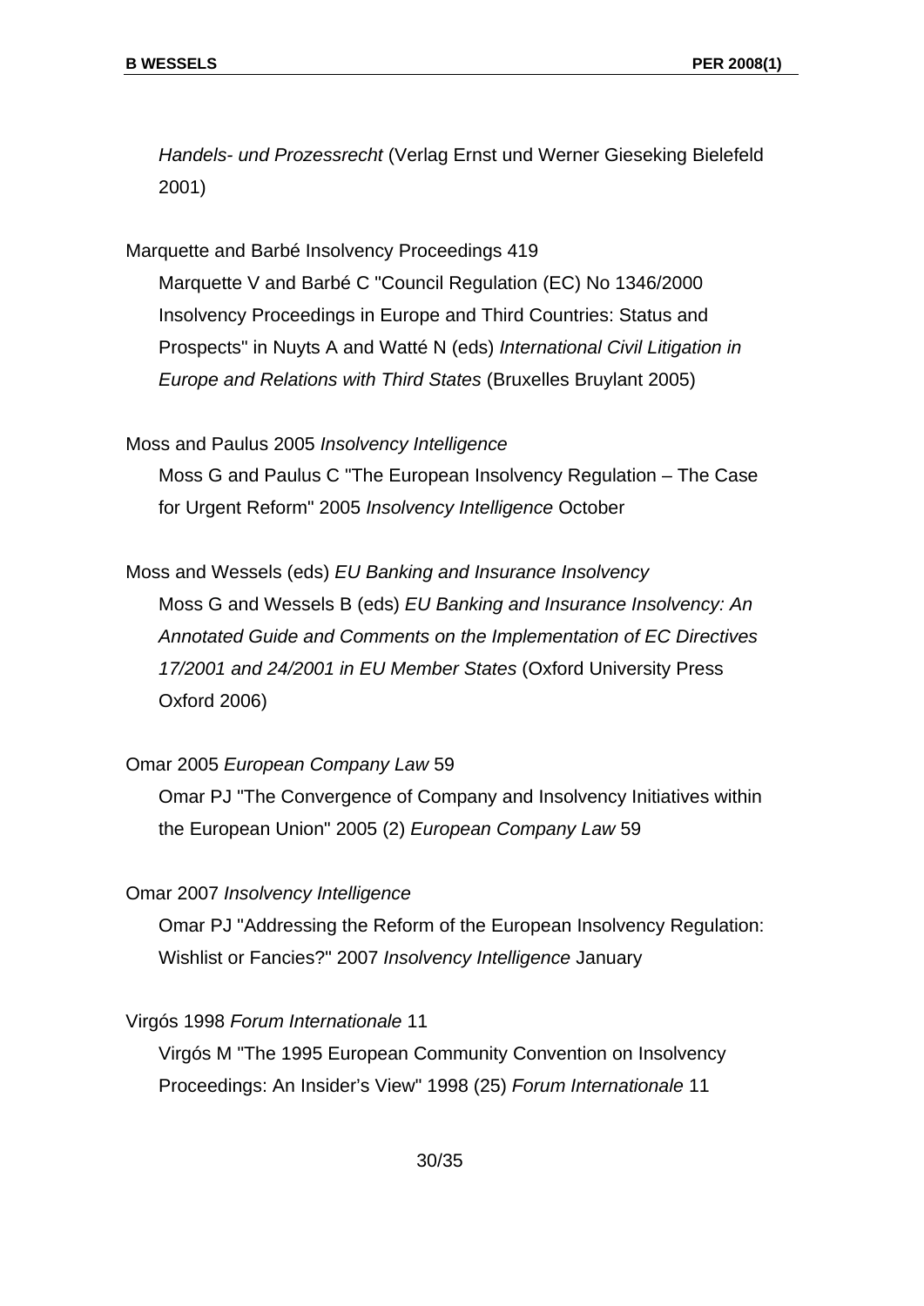*Handels- und Prozessrecht* (Verlag Ernst und Werner Gieseking Bielefeld 2001)

Marquette and Barbé Insolvency Proceedings 419

Marquette V and Barbé C "Council Regulation (EC) No 1346/2000 Insolvency Proceedings in Europe and Third Countries: Status and Prospects" in Nuyts A and Watté N (eds) *International Civil Litigation in Europe and Relations with Third States* (Bruxelles Bruylant 2005)

Moss and Paulus 2005 *Insolvency Intelligence*

Moss G and Paulus C "The European Insolvency Regulation – The Case for Urgent Reform" 2005 *Insolvency Intelligence* October

Moss and Wessels (eds) *EU Banking and Insurance Insolvency*

Moss G and Wessels B (eds) *EU Banking and Insurance Insolvency: An Annotated Guide and Comments on the Implementation of EC Directives 17/2001 and 24/2001 in EU Member States* (Oxford University Press Oxford 2006)

Omar 2005 *European Company Law* 59

Omar PJ "The Convergence of Company and Insolvency Initiatives within the European Union" 2005 (2) *European Company Law* 59

Omar 2007 *Insolvency Intelligence*

Omar PJ "Addressing the Reform of the European Insolvency Regulation: Wishlist or Fancies?" 2007 *Insolvency Intelligence* January

Virgós 1998 *Forum Internationale* 11

Virgós M "The 1995 European Community Convention on Insolvency Proceedings: An Insider's View" 1998 (25) *Forum Internationale* 11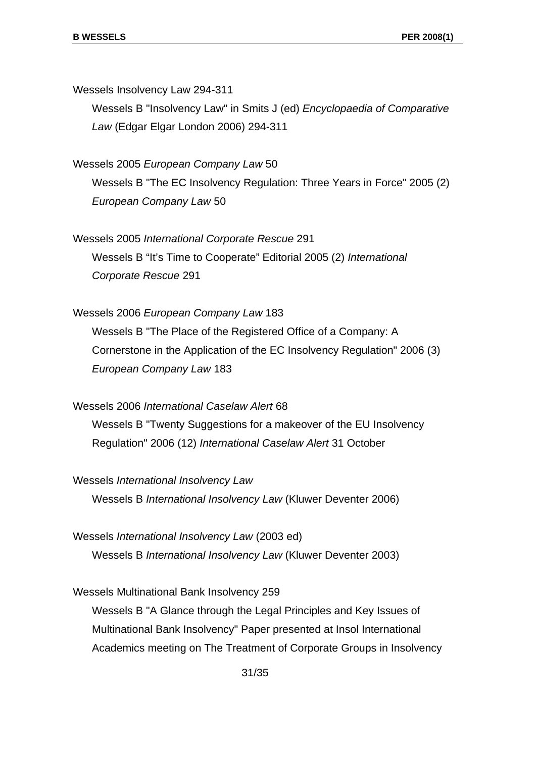Wessels Insolvency Law 294-311

Wessels B "Insolvency Law" in Smits J (ed) *Encyclopaedia of Comparative Law* (Edgar Elgar London 2006) 294-311

Wessels 2005 *European Company Law* 50

Wessels B "The EC Insolvency Regulation: Three Years in Force" 2005 (2) *European Company Law* 50

Wessels 2005 *International Corporate Rescue* 291

Wessels B "It's Time to Cooperate" Editorial 2005 (2) *International Corporate Rescue* 291

Wessels 2006 *European Company Law* 183

Wessels B "The Place of the Registered Office of a Company: A Cornerstone in the Application of the EC Insolvency Regulation" 2006 (3) *European Company Law* 183

Wessels 2006 *International Caselaw Alert* 68

Wessels B "Twenty Suggestions for a makeover of the EU Insolvency Regulation" 2006 (12) *International Caselaw Alert* 31 October

Wessels *International Insolvency Law*

Wessels B *International Insolvency Law* (Kluwer Deventer 2006)

Wessels *International Insolvency Law* (2003 ed)

Wessels B *International Insolvency Law* (Kluwer Deventer 2003)

Wessels Multinational Bank Insolvency 259

Wessels B "A Glance through the Legal Principles and Key Issues of Multinational Bank Insolvency" Paper presented at Insol International Academics meeting on The Treatment of Corporate Groups in Insolvency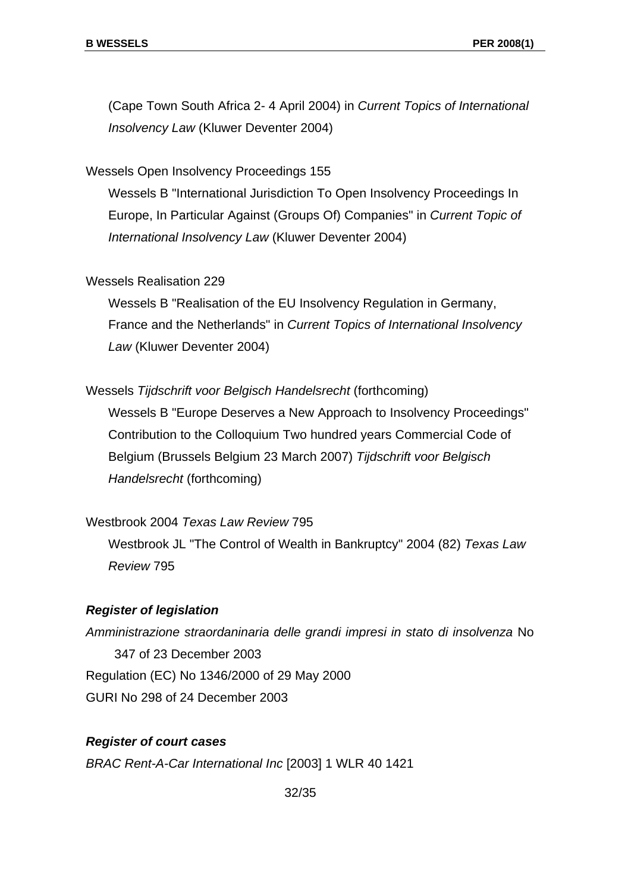(Cape Town South Africa 2- 4 April 2004) in *Current Topics of International Insolvency Law* (Kluwer Deventer 2004)

Wessels Open Insolvency Proceedings 155

Wessels B "International Jurisdiction To Open Insolvency Proceedings In Europe, In Particular Against (Groups Of) Companies" in *Current Topic of International Insolvency Law* (Kluwer Deventer 2004)

Wessels Realisation 229

Wessels B "Realisation of the EU Insolvency Regulation in Germany, France and the Netherlands" in *Current Topics of International Insolvency Law* (Kluwer Deventer 2004)

Wessels *Tijdschrift voor Belgisch Handelsrecht* (forthcoming)

Wessels B "Europe Deserves a New Approach to Insolvency Proceedings" Contribution to the Colloquium Two hundred years Commercial Code of Belgium (Brussels Belgium 23 March 2007) *Tijdschrift voor Belgisch Handelsrecht* (forthcoming)

Westbrook 2004 *Texas Law Review* 795

Westbrook JL "The Control of Wealth in Bankruptcy" 2004 (82) *Texas Law Review* 795

***Register of legislation***

*Amministrazione straordaninaria delle grandi impresi in stato di insolvenza* No 347 of 23 December 2003

Regulation (EC) No 1346/2000 of 29 May 2000

GURI No 298 of 24 December 2003

***Register of court cases***

*BRAC Rent-A-Car International Inc* [2003] 1 WLR 40 1421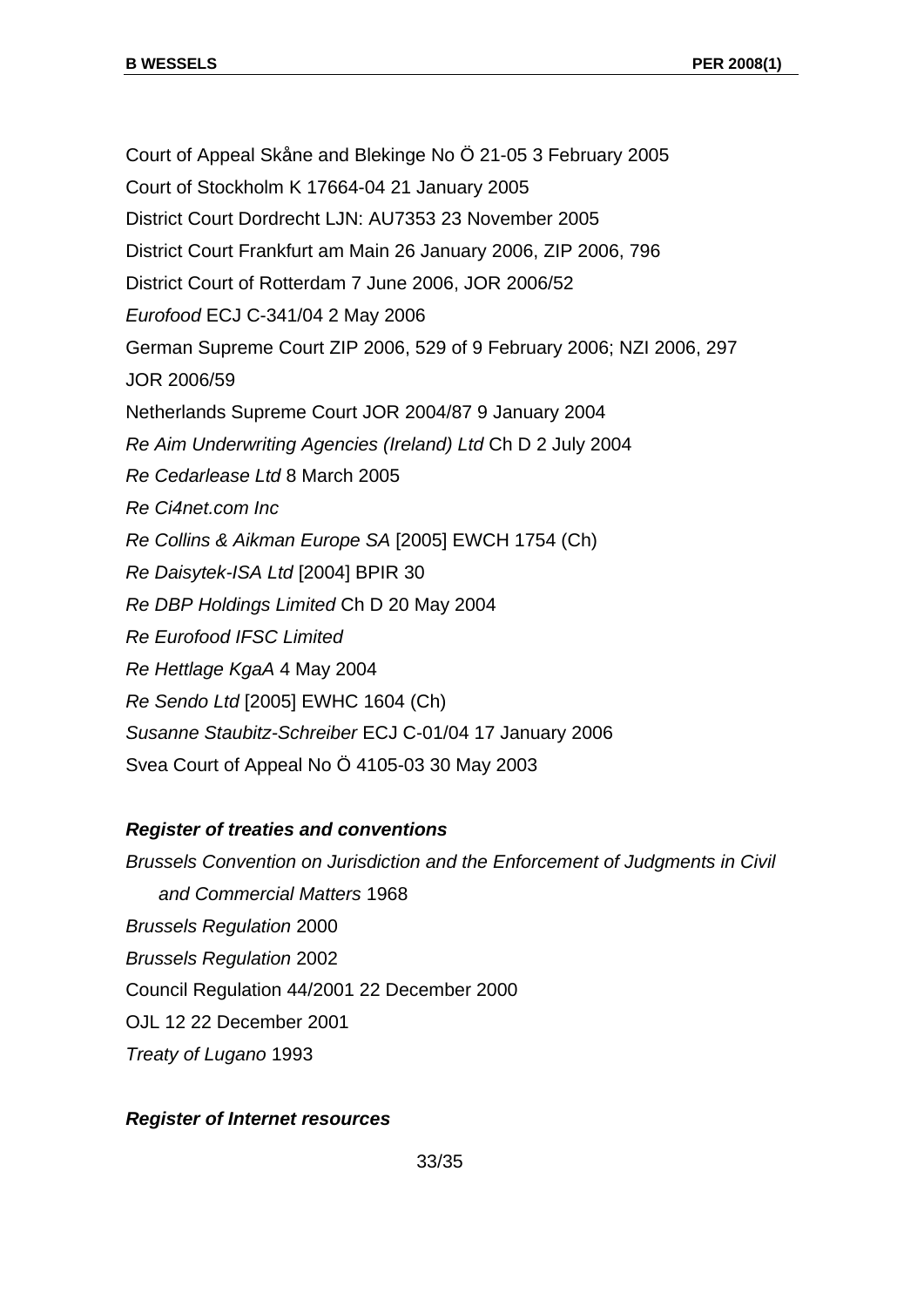Court of Appeal Skåne and Blekinge No Ö 21-05 3 February 2005

Court of Stockholm K 17664-04 21 January 2005

District Court Dordrecht LJN: AU7353 23 November 2005

District Court Frankfurt am Main 26 January 2006, ZIP 2006, 796

District Court of Rotterdam 7 June 2006, JOR 2006/52

*Eurofood* ECJ C-341/04 2 May 2006

German Supreme Court ZIP 2006, 529 of 9 February 2006; NZI 2006, 297

JOR 2006/59

Netherlands Supreme Court JOR 2004/87 9 January 2004

*Re Aim Underwriting Agencies (Ireland) Ltd* Ch D 2 July 2004

*Re Cedarlease Ltd* 8 March 2005

*Re Ci4net.com Inc*

*Re Collins & Aikman Europe SA* [2005] EWCH 1754 (Ch)

*Re Daisytek-ISA Ltd* [2004] BPIR 30

*Re DBP Holdings Limited* Ch D 20 May 2004

*Re Eurofood IFSC Limited*

*Re Hettlage KgaA* 4 May 2004

*Re Sendo Ltd* [2005] EWHC 1604 (Ch)

*Susanne Staubitz-Schreiber* ECJ C-01/04 17 January 2006

Svea Court of Appeal No Ö 4105-03 30 May 2003

***Register of treaties and conventions***

*Brussels Convention on Jurisdiction and the Enforcement of Judgments in Civil and Commercial Matters* 1968

*Brussels Regulation* 2000

*Brussels Regulation* 2002

Council Regulation 44/2001 22 December 2000

OJL 12 22 December 2001

*Treaty of Lugano* 1993

***Register of Internet resources***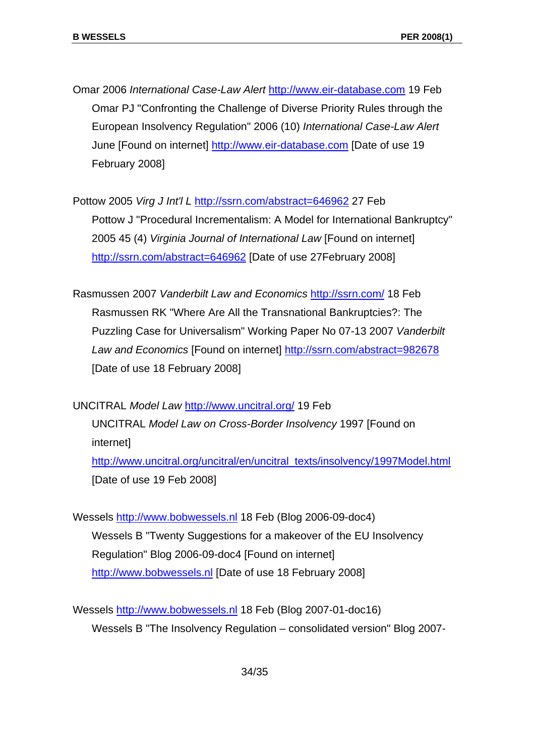Omar 2006 *International Case-Law Alert* http://www.eir-database.com 19 Feb

Omar PJ "Confronting the Challenge of Diverse Priority Rules through the European Insolvency Regulation" 2006 (10) *International Case-Law Alert* June [Found on internet] http://www.eir-database.com [Date of use 19 February 2008]

Pottow 2005 *Virg J Int'l L* http://ssrn.com/abstract=646962 27 Feb

Pottow J "Procedural Incrementalism: A Model for International Bankruptcy" 2005 45 (4) *Virginia Journal of International Law* [Found on internet] http://ssrn.com/abstract=646962 [Date of use 27February 2008]

Rasmussen 2007 *Vanderbilt Law and Economics* http://ssrn.com/ 18 Feb

Rasmussen RK "Where Are All the Transnational Bankruptcies?: The Puzzling Case for Universalism" Working Paper No 07-13 2007 *Vanderbilt Law and Economics* [Found on internet] http://ssrn.com/abstract=982678 [Date of use 18 February 2008]

UNCITRAL *Model Law* http://www.uncitral.org/ 19 Feb

UNCITRAL *Model Law on Cross-Border Insolvency* 1997 [Found on internet] http://www.uncitral.org/uncitral/en/uncitral_texts/insolvency/1997Model.html [Date of use 19 Feb 2008]

Wessels http://www.bobwessels.nl 18 Feb (Blog 2006-09-doc4)

Wessels B "Twenty Suggestions for a makeover of the EU Insolvency Regulation" Blog 2006-09-doc4 [Found on internet] http://www.bobwessels.nl [Date of use 18 February 2008]

Wessels http://www.bobwessels.nl 18 Feb (Blog 2007-01-doc16)

Wessels B "The Insolvency Regulation – consolidated version" Blog 2007-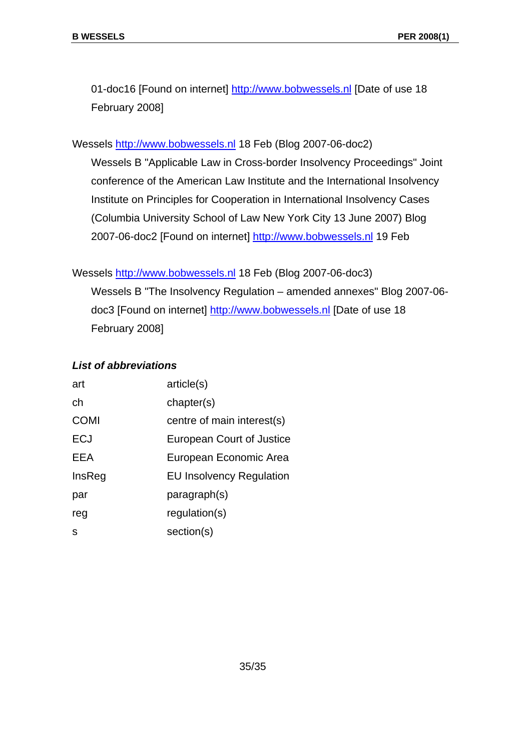01-doc16 [Found on internet] http://www.bobwessels.nl [Date of use 18 February 2008]

Wessels http://www.bobwessels.nl 18 Feb (Blog 2007-06-doc2)

Wessels B "Applicable Law in Cross-border Insolvency Proceedings" Joint conference of the American Law Institute and the International Insolvency Institute on Principles for Cooperation in International Insolvency Cases (Columbia University School of Law New York City 13 June 2007) Blog 2007-06-doc2 [Found on internet] http://www.bobwessels.nl 19 Feb

Wessels http://www.bobwessels.nl 18 Feb (Blog 2007-06-doc3)

Wessels B "The Insolvency Regulation – amended annexes" Blog 2007-06-doc3 [Found on internet] http://www.bobwessels.nl [Date of use 18 February 2008]

***List of abbreviations***

| | |
|---|---|
| art | article(s) |
| ch | chapter(s) |
| COMI | centre of main interest(s) |
| ECJ | European Court of Justice |
| EEA | European Economic Area |
| InsReg | EU Insolvency Regulation |
| par | paragraph(s) |
| reg | regulation(s) |
| s | section(s) |